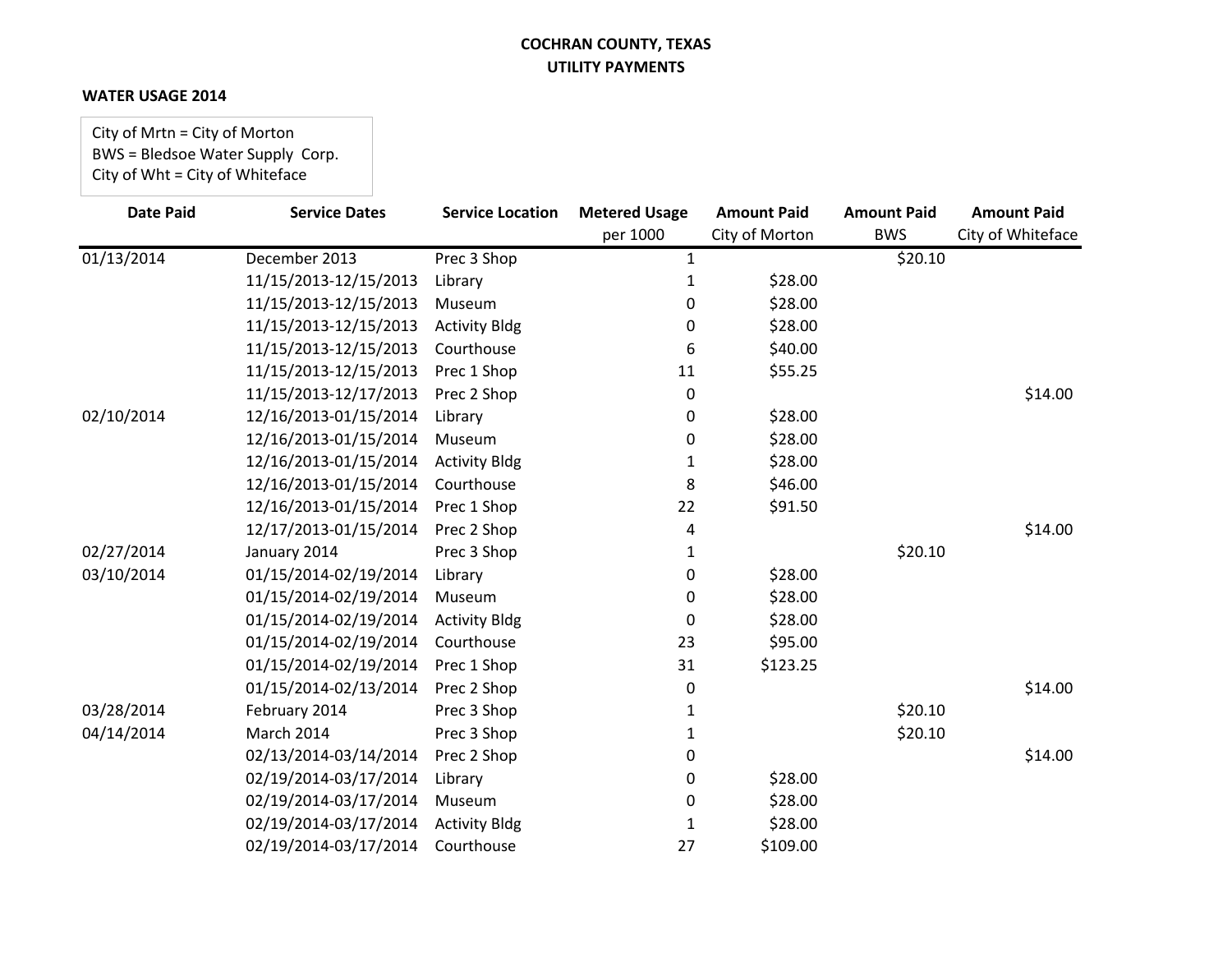**COCHRAN COUNTY, TEXAS**
**UTILITY PAYMENTS**

**WATER USAGE 2014**

City of Mrtn = City of Morton
BWS = Bledsoe Water Supply Corp.
City of Wht = City of Whiteface

| Date Paid | Service Dates | Service Location | Metered Usage per 1000 | Amount Paid City of Morton | Amount Paid BWS | Amount Paid City of Whiteface |
|---|---|---|---|---|---|---|
| 01/13/2014 | December 2013 | Prec 3 Shop | 1 | | $20.10 | |
| | 11/15/2013-12/15/2013 | Library | 1 | $28.00 | | |
| | 11/15/2013-12/15/2013 | Museum | 0 | $28.00 | | |
| | 11/15/2013-12/15/2013 | Activity Bldg | 0 | $28.00 | | |
| | 11/15/2013-12/15/2013 | Courthouse | 6 | $40.00 | | |
| | 11/15/2013-12/15/2013 | Prec 1 Shop | 11 | $55.25 | | |
| | 11/15/2013-12/17/2013 | Prec 2 Shop | 0 | | | $14.00 |
| 02/10/2014 | 12/16/2013-01/15/2014 | Library | 0 | $28.00 | | |
| | 12/16/2013-01/15/2014 | Museum | 0 | $28.00 | | |
| | 12/16/2013-01/15/2014 | Activity Bldg | 1 | $28.00 | | |
| | 12/16/2013-01/15/2014 | Courthouse | 8 | $46.00 | | |
| | 12/16/2013-01/15/2014 | Prec 1 Shop | 22 | $91.50 | | |
| | 12/17/2013-01/15/2014 | Prec 2 Shop | 4 | | | $14.00 |
| 02/27/2014 | January 2014 | Prec 3 Shop | 1 | | $20.10 | |
| 03/10/2014 | 01/15/2014-02/19/2014 | Library | 0 | $28.00 | | |
| | 01/15/2014-02/19/2014 | Museum | 0 | $28.00 | | |
| | 01/15/2014-02/19/2014 | Activity Bldg | 0 | $28.00 | | |
| | 01/15/2014-02/19/2014 | Courthouse | 23 | $95.00 | | |
| | 01/15/2014-02/19/2014 | Prec 1 Shop | 31 | $123.25 | | |
| | 01/15/2014-02/13/2014 | Prec 2 Shop | 0 | | | $14.00 |
| 03/28/2014 | February 2014 | Prec 3 Shop | 1 | | $20.10 | |
| 04/14/2014 | March 2014 | Prec 3 Shop | 1 | | $20.10 | |
| | 02/13/2014-03/14/2014 | Prec 2 Shop | 0 | | | $14.00 |
| | 02/19/2014-03/17/2014 | Library | 0 | $28.00 | | |
| | 02/19/2014-03/17/2014 | Museum | 0 | $28.00 | | |
| | 02/19/2014-03/17/2014 | Activity Bldg | 1 | $28.00 | | |
| | 02/19/2014-03/17/2014 | Courthouse | 27 | $109.00 | | |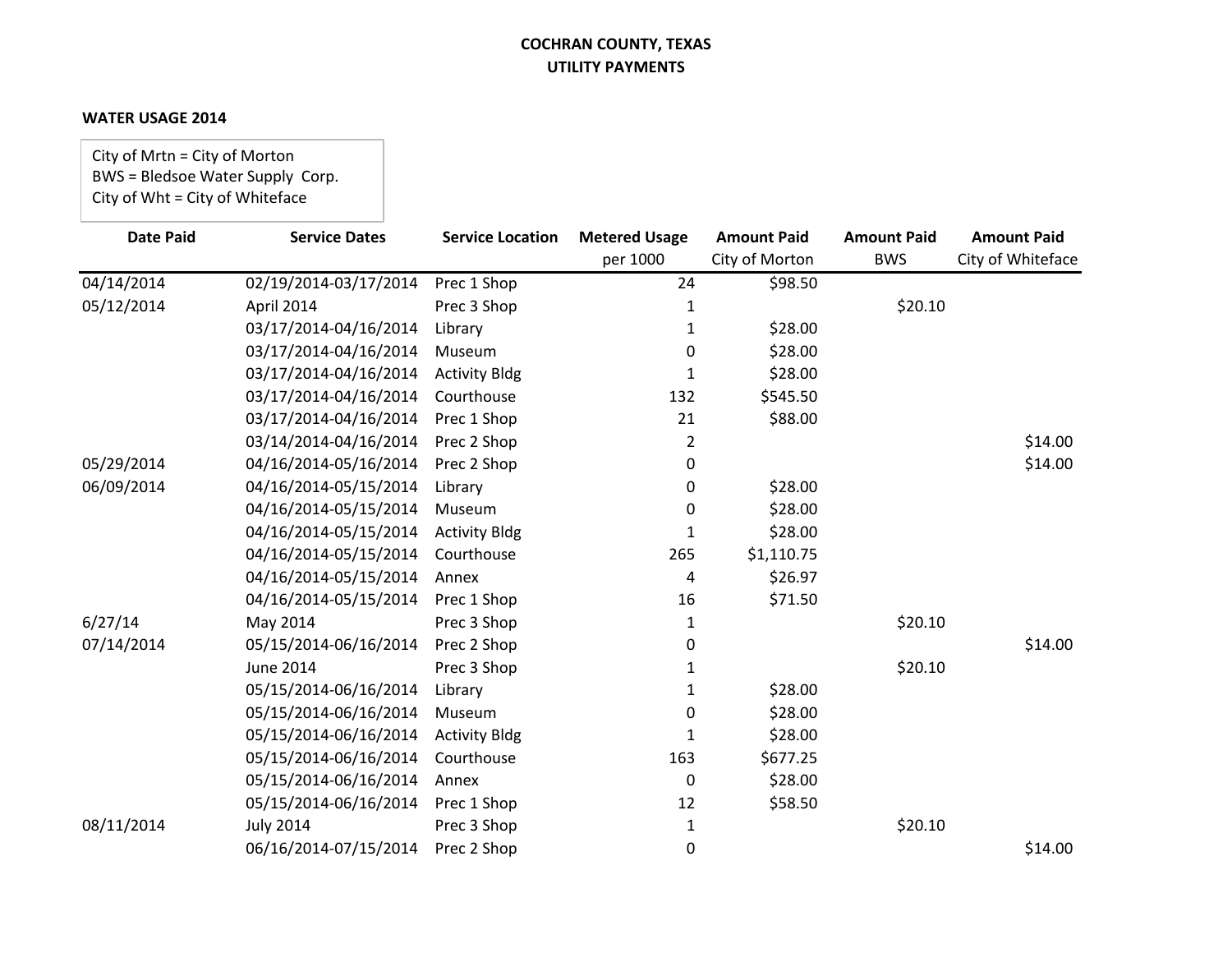**COCHRAN COUNTY, TEXAS**
**UTILITY PAYMENTS**

**WATER USAGE 2014**

City of Mrtn = City of Morton
BWS = Bledsoe Water Supply Corp.
City of Wht = City of Whiteface

| Date Paid | Service Dates | Service Location | Metered Usage per 1000 | Amount Paid City of Morton | Amount Paid BWS | Amount Paid City of Whiteface |
|---|---|---|---|---|---|---|
| 04/14/2014 | 02/19/2014-03/17/2014 | Prec 1 Shop | 24 | $98.50 | | |
| 05/12/2014 | April 2014 | Prec 3 Shop | 1 | | $20.10 | |
| | 03/17/2014-04/16/2014 | Library | 1 | $28.00 | | |
| | 03/17/2014-04/16/2014 | Museum | 0 | $28.00 | | |
| | 03/17/2014-04/16/2014 | Activity Bldg | 1 | $28.00 | | |
| | 03/17/2014-04/16/2014 | Courthouse | 132 | $545.50 | | |
| | 03/17/2014-04/16/2014 | Prec 1 Shop | 21 | $88.00 | | |
| | 03/14/2014-04/16/2014 | Prec 2 Shop | 2 | | | $14.00 |
| 05/29/2014 | 04/16/2014-05/16/2014 | Prec 2 Shop | 0 | | | $14.00 |
| 06/09/2014 | 04/16/2014-05/15/2014 | Library | 0 | $28.00 | | |
| | 04/16/2014-05/15/2014 | Museum | 0 | $28.00 | | |
| | 04/16/2014-05/15/2014 | Activity Bldg | 1 | $28.00 | | |
| | 04/16/2014-05/15/2014 | Courthouse | 265 | $1,110.75 | | |
| | 04/16/2014-05/15/2014 | Annex | 4 | $26.97 | | |
| | 04/16/2014-05/15/2014 | Prec 1 Shop | 16 | $71.50 | | |
| 6/27/14 | May 2014 | Prec 3 Shop | 1 | | $20.10 | |
| 07/14/2014 | 05/15/2014-06/16/2014 | Prec 2 Shop | 0 | | | $14.00 |
| | June 2014 | Prec 3 Shop | 1 | | $20.10 | |
| | 05/15/2014-06/16/2014 | Library | 1 | $28.00 | | |
| | 05/15/2014-06/16/2014 | Museum | 0 | $28.00 | | |
| | 05/15/2014-06/16/2014 | Activity Bldg | 1 | $28.00 | | |
| | 05/15/2014-06/16/2014 | Courthouse | 163 | $677.25 | | |
| | 05/15/2014-06/16/2014 | Annex | 0 | $28.00 | | |
| | 05/15/2014-06/16/2014 | Prec 1 Shop | 12 | $58.50 | | |
| 08/11/2014 | July 2014 | Prec 3 Shop | 1 | | $20.10 | |
| | 06/16/2014-07/15/2014 | Prec 2 Shop | 0 | | | $14.00 |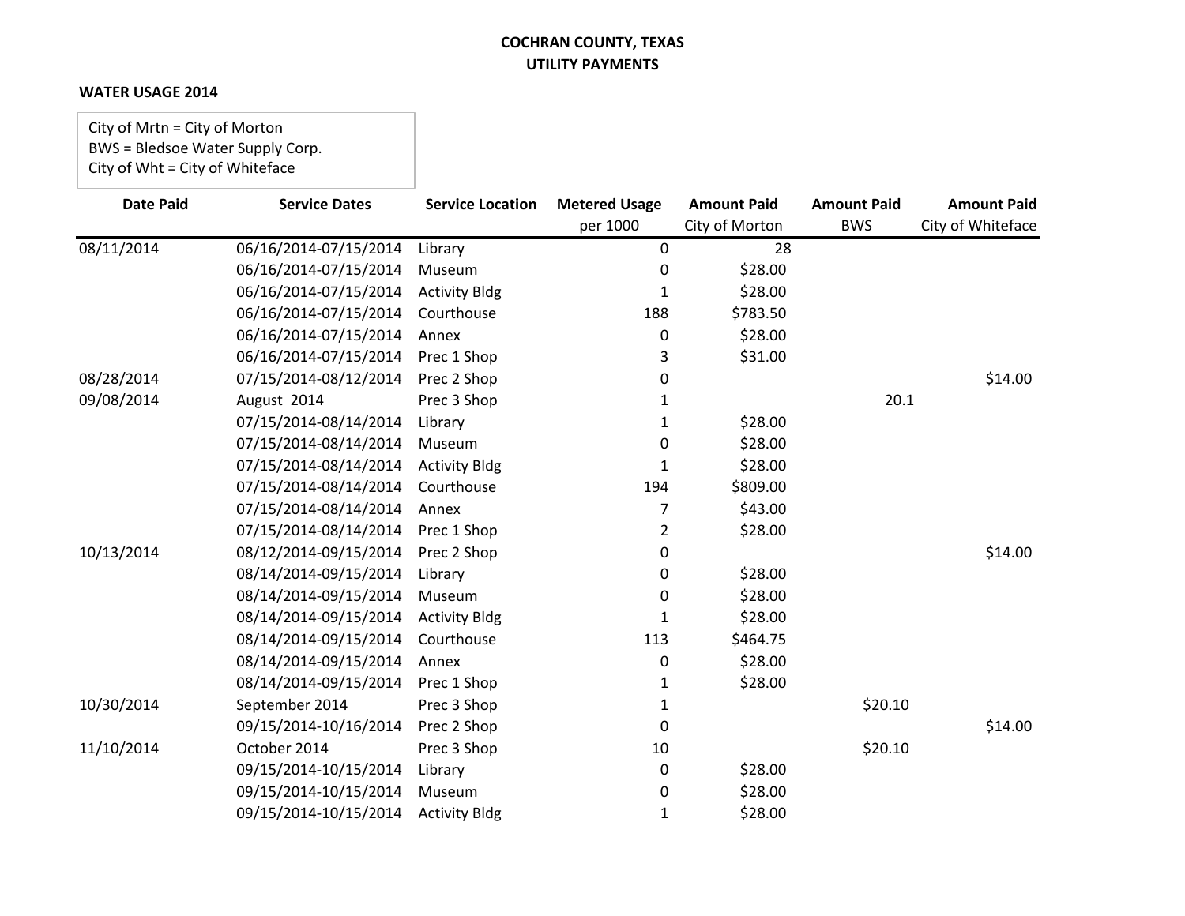**COCHRAN COUNTY, TEXAS**
**UTILITY PAYMENTS**

**WATER USAGE 2014**

City of Mrtn = City of Morton
BWS = Bledsoe Water Supply Corp.
City of Wht = City of Whiteface

| Date Paid | Service Dates | Service Location | Metered Usage per 1000 | Amount Paid City of Morton | Amount Paid BWS | Amount Paid City of Whiteface |
|---|---|---|---|---|---|---|
| 08/11/2014 | 06/16/2014-07/15/2014 | Library | 0 | 28 | | |
| | 06/16/2014-07/15/2014 | Museum | 0 | $28.00 | | |
| | 06/16/2014-07/15/2014 | Activity Bldg | 1 | $28.00 | | |
| | 06/16/2014-07/15/2014 | Courthouse | 188 | $783.50 | | |
| | 06/16/2014-07/15/2014 | Annex | 0 | $28.00 | | |
| | 06/16/2014-07/15/2014 | Prec 1 Shop | 3 | $31.00 | | |
| 08/28/2014 | 07/15/2014-08/12/2014 | Prec 2 Shop | 0 | | | $14.00 |
| 09/08/2014 | August 2014 | Prec 3 Shop | 1 | | 20.1 | |
| | 07/15/2014-08/14/2014 | Library | 1 | $28.00 | | |
| | 07/15/2014-08/14/2014 | Museum | 0 | $28.00 | | |
| | 07/15/2014-08/14/2014 | Activity Bldg | 1 | $28.00 | | |
| | 07/15/2014-08/14/2014 | Courthouse | 194 | $809.00 | | |
| | 07/15/2014-08/14/2014 | Annex | 7 | $43.00 | | |
| | 07/15/2014-08/14/2014 | Prec 1 Shop | 2 | $28.00 | | |
| 10/13/2014 | 08/12/2014-09/15/2014 | Prec 2 Shop | 0 | | | $14.00 |
| | 08/14/2014-09/15/2014 | Library | 0 | $28.00 | | |
| | 08/14/2014-09/15/2014 | Museum | 0 | $28.00 | | |
| | 08/14/2014-09/15/2014 | Activity Bldg | 1 | $28.00 | | |
| | 08/14/2014-09/15/2014 | Courthouse | 113 | $464.75 | | |
| | 08/14/2014-09/15/2014 | Annex | 0 | $28.00 | | |
| | 08/14/2014-09/15/2014 | Prec 1 Shop | 1 | $28.00 | | |
| 10/30/2014 | September 2014 | Prec 3 Shop | 1 | | $20.10 | |
| | 09/15/2014-10/16/2014 | Prec 2 Shop | 0 | | | $14.00 |
| 11/10/2014 | October 2014 | Prec 3 Shop | 10 | | $20.10 | |
| | 09/15/2014-10/15/2014 | Library | 0 | $28.00 | | |
| | 09/15/2014-10/15/2014 | Museum | 0 | $28.00 | | |
| | 09/15/2014-10/15/2014 | Activity Bldg | 1 | $28.00 | | |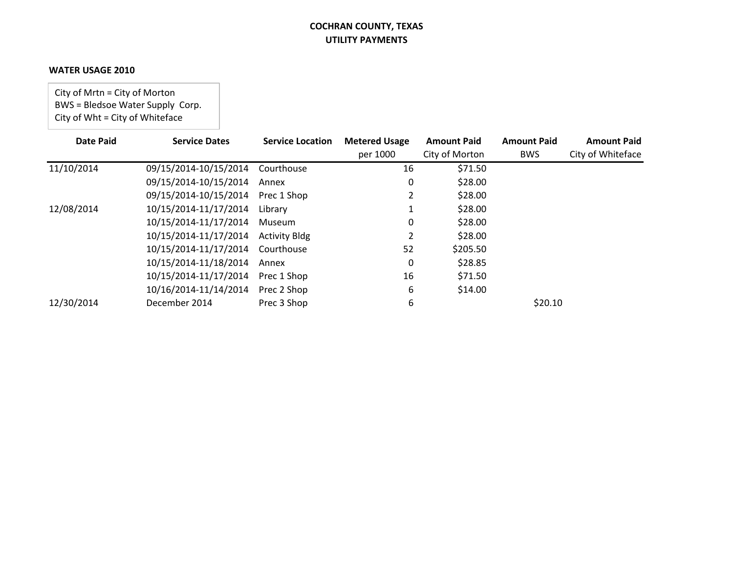**COCHRAN COUNTY, TEXAS**
**UTILITY PAYMENTS**

**WATER USAGE 2010**

City of Mrtn = City of Morton
BWS = Bledsoe Water Supply Corp.
City of Wht = City of Whiteface

| Date Paid | Service Dates | Service Location | Metered Usage per 1000 | Amount Paid City of Morton | Amount Paid BWS | Amount Paid City of Whiteface |
|---|---|---|---|---|---|---|
| 11/10/2014 | 09/15/2014-10/15/2014 | Courthouse | 16 | $71.50 | | |
| | 09/15/2014-10/15/2014 | Annex | 0 | $28.00 | | |
| | 09/15/2014-10/15/2014 | Prec 1 Shop | 2 | $28.00 | | |
| 12/08/2014 | 10/15/2014-11/17/2014 | Library | 1 | $28.00 | | |
| | 10/15/2014-11/17/2014 | Museum | 0 | $28.00 | | |
| | 10/15/2014-11/17/2014 | Activity Bldg | 2 | $28.00 | | |
| | 10/15/2014-11/17/2014 | Courthouse | 52 | $205.50 | | |
| | 10/15/2014-11/18/2014 | Annex | 0 | $28.85 | | |
| | 10/15/2014-11/17/2014 | Prec 1 Shop | 16 | $71.50 | | |
| | 10/16/2014-11/14/2014 | Prec 2 Shop | 6 | $14.00 | | |
| 12/30/2014 | December 2014 | Prec 3 Shop | 6 | | $20.10 | |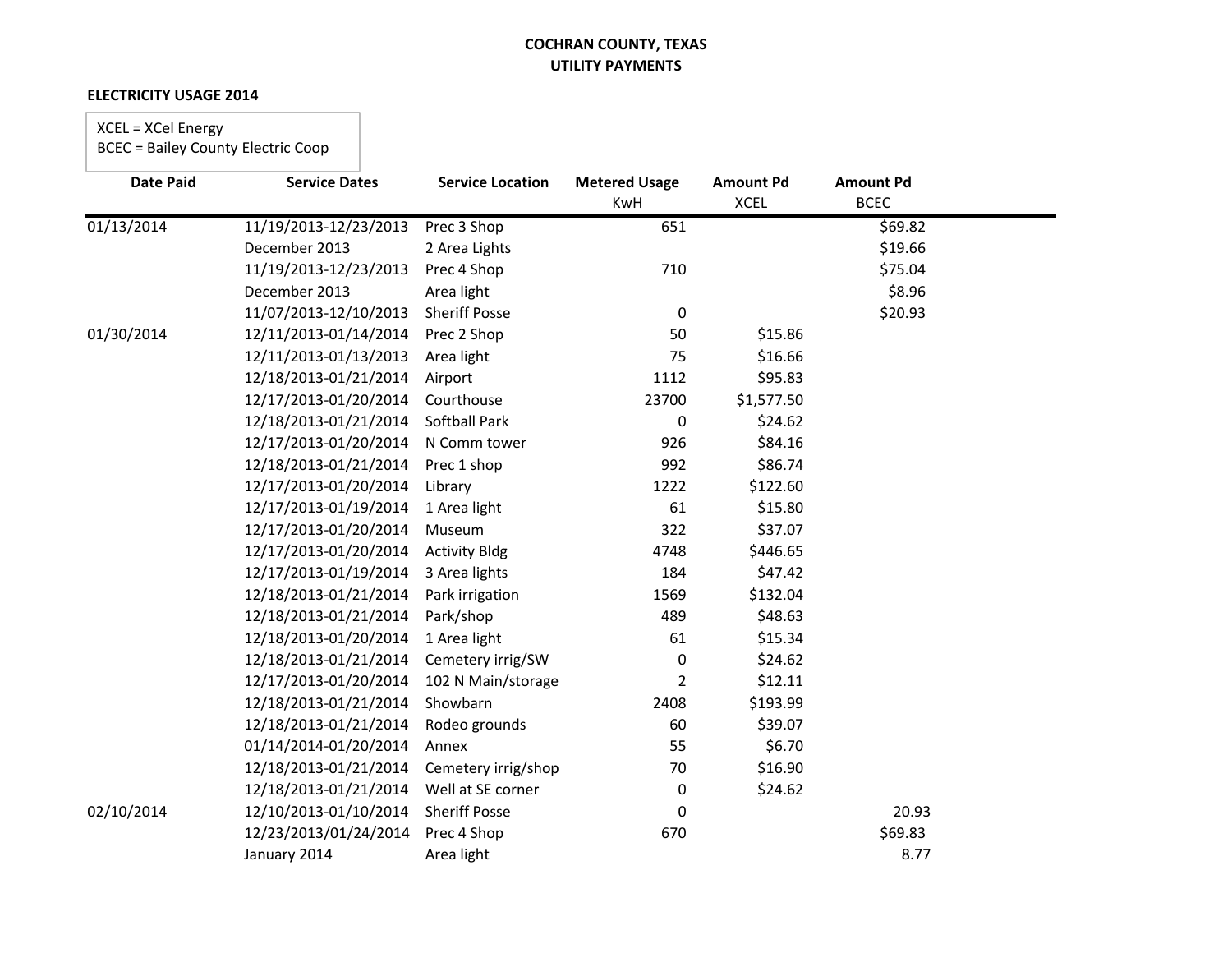**COCHRAN COUNTY, TEXAS**
**UTILITY PAYMENTS**

**ELECTRICITY USAGE 2014**

XCEL = XCel Energy
BCEC = Bailey County Electric Coop

| Date Paid | Service Dates | Service Location | Metered Usage KwH | Amount Pd XCEL | Amount Pd BCEC |
|---|---|---|---|---|---|
| 01/13/2014 | 11/19/2013-12/23/2013 | Prec 3 Shop | 651 | | $69.82 |
| | December 2013 | 2 Area Lights | | | $19.66 |
| | 11/19/2013-12/23/2013 | Prec 4 Shop | 710 | | $75.04 |
| | December 2013 | Area light | | | $8.96 |
| | 11/07/2013-12/10/2013 | Sheriff Posse | 0 | | $20.93 |
| 01/30/2014 | 12/11/2013-01/14/2014 | Prec 2 Shop | 50 | $15.86 | |
| | 12/11/2013-01/13/2013 | Area light | 75 | $16.66 | |
| | 12/18/2013-01/21/2014 | Airport | 1112 | $95.83 | |
| | 12/17/2013-01/20/2014 | Courthouse | 23700 | $1,577.50 | |
| | 12/18/2013-01/21/2014 | Softball Park | 0 | $24.62 | |
| | 12/17/2013-01/20/2014 | N Comm tower | 926 | $84.16 | |
| | 12/18/2013-01/21/2014 | Prec 1 shop | 992 | $86.74 | |
| | 12/17/2013-01/20/2014 | Library | 1222 | $122.60 | |
| | 12/17/2013-01/19/2014 | 1 Area light | 61 | $15.80 | |
| | 12/17/2013-01/20/2014 | Museum | 322 | $37.07 | |
| | 12/17/2013-01/20/2014 | Activity Bldg | 4748 | $446.65 | |
| | 12/17/2013-01/19/2014 | 3 Area lights | 184 | $47.42 | |
| | 12/18/2013-01/21/2014 | Park irrigation | 1569 | $132.04 | |
| | 12/18/2013-01/21/2014 | Park/shop | 489 | $48.63 | |
| | 12/18/2013-01/20/2014 | 1 Area light | 61 | $15.34 | |
| | 12/18/2013-01/21/2014 | Cemetery irrig/SW | 0 | $24.62 | |
| | 12/17/2013-01/20/2014 | 102 N Main/storage | 2 | $12.11 | |
| | 12/18/2013-01/21/2014 | Showbarn | 2408 | $193.99 | |
| | 12/18/2013-01/21/2014 | Rodeo grounds | 60 | $39.07 | |
| | 01/14/2014-01/20/2014 | Annex | 55 | $6.70 | |
| | 12/18/2013-01/21/2014 | Cemetery irrig/shop | 70 | $16.90 | |
| | 12/18/2013-01/21/2014 | Well at SE corner | 0 | $24.62 | |
| 02/10/2014 | 12/10/2013-01/10/2014 | Sheriff Posse | 0 | | 20.93 |
| | 12/23/2013/01/24/2014 | Prec 4 Shop | 670 | | $69.83 |
| | January 2014 | Area light | | | 8.77 |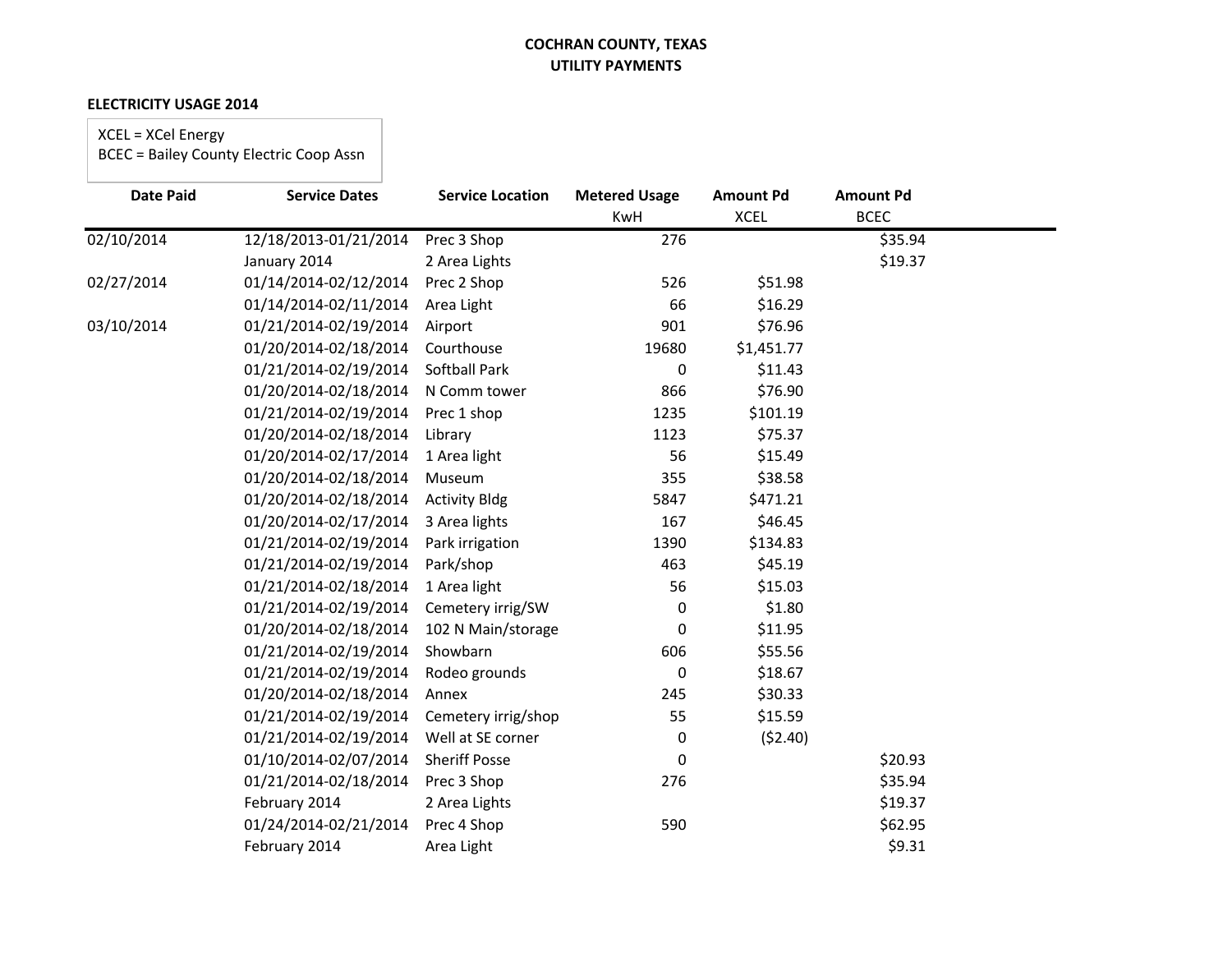**COCHRAN COUNTY, TEXAS**
**UTILITY PAYMENTS**

**ELECTRICITY USAGE 2014**

XCEL = XCel Energy
BCEC = Bailey County Electric Coop Assn

| Date Paid | Service Dates | Service Location | Metered Usage KwH | Amount Pd XCEL | Amount Pd BCEC |
|---|---|---|---|---|---|
| 02/10/2014 | 12/18/2013-01/21/2014 | Prec 3 Shop | 276 | | $35.94 |
| | January 2014 | 2 Area Lights | | | $19.37 |
| 02/27/2014 | 01/14/2014-02/12/2014 | Prec 2 Shop | 526 | $51.98 | |
| | 01/14/2014-02/11/2014 | Area Light | 66 | $16.29 | |
| 03/10/2014 | 01/21/2014-02/19/2014 | Airport | 901 | $76.96 | |
| | 01/20/2014-02/18/2014 | Courthouse | 19680 | $1,451.77 | |
| | 01/21/2014-02/19/2014 | Softball Park | 0 | $11.43 | |
| | 01/20/2014-02/18/2014 | N Comm tower | 866 | $76.90 | |
| | 01/21/2014-02/19/2014 | Prec 1 shop | 1235 | $101.19 | |
| | 01/20/2014-02/18/2014 | Library | 1123 | $75.37 | |
| | 01/20/2014-02/17/2014 | 1 Area light | 56 | $15.49 | |
| | 01/20/2014-02/18/2014 | Museum | 355 | $38.58 | |
| | 01/20/2014-02/18/2014 | Activity Bldg | 5847 | $471.21 | |
| | 01/20/2014-02/17/2014 | 3 Area lights | 167 | $46.45 | |
| | 01/21/2014-02/19/2014 | Park irrigation | 1390 | $134.83 | |
| | 01/21/2014-02/19/2014 | Park/shop | 463 | $45.19 | |
| | 01/21/2014-02/18/2014 | 1 Area light | 56 | $15.03 | |
| | 01/21/2014-02/19/2014 | Cemetery irrig/SW | 0 | $1.80 | |
| | 01/20/2014-02/18/2014 | 102 N Main/storage | 0 | $11.95 | |
| | 01/21/2014-02/19/2014 | Showbarn | 606 | $55.56 | |
| | 01/21/2014-02/19/2014 | Rodeo grounds | 0 | $18.67 | |
| | 01/20/2014-02/18/2014 | Annex | 245 | $30.33 | |
| | 01/21/2014-02/19/2014 | Cemetery irrig/shop | 55 | $15.59 | |
| | 01/21/2014-02/19/2014 | Well at SE corner | 0 | ($2.40) | |
| | 01/10/2014-02/07/2014 | Sheriff Posse | 0 | | $20.93 |
| | 01/21/2014-02/18/2014 | Prec 3 Shop | 276 | | $35.94 |
| | February 2014 | 2 Area Lights | | | $19.37 |
| | 01/24/2014-02/21/2014 | Prec 4 Shop | 590 | | $62.95 |
| | February 2014 | Area Light | | | $9.31 |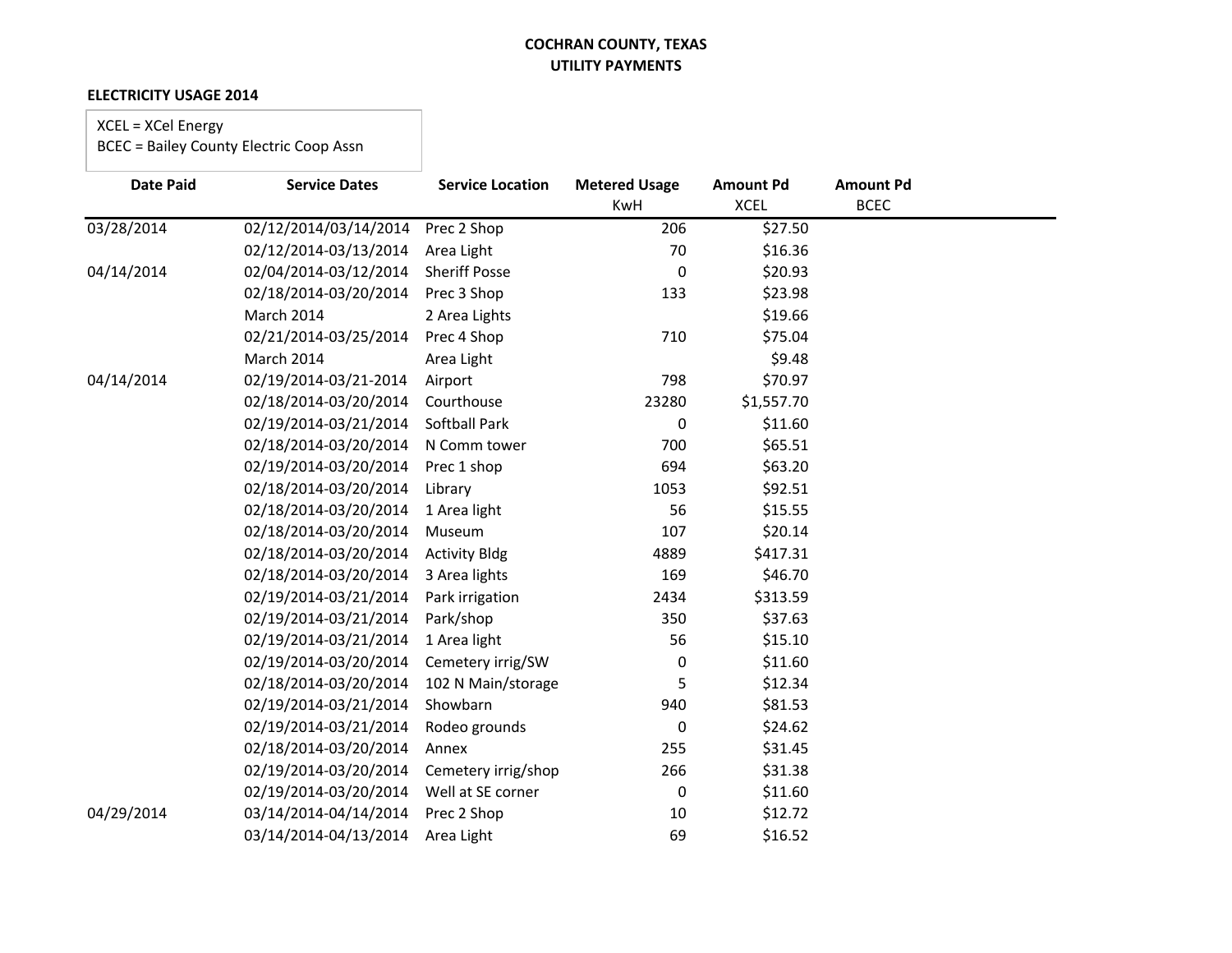**COCHRAN COUNTY, TEXAS**
**UTILITY PAYMENTS**

**ELECTRICITY USAGE 2014**

XCEL = XCel Energy
BCEC = Bailey County Electric Coop Assn

| Date Paid | Service Dates | Service Location | Metered Usage KwH | Amount Pd XCEL | Amount Pd BCEC |
|---|---|---|---|---|---|
| 03/28/2014 | 02/12/2014/03/14/2014 | Prec 2 Shop | 206 | $27.50 | |
| | 02/12/2014-03/13/2014 | Area Light | 70 | $16.36 | |
| 04/14/2014 | 02/04/2014-03/12/2014 | Sheriff Posse | 0 | $20.93 | |
| | 02/18/2014-03/20/2014 | Prec 3 Shop | 133 | $23.98 | |
| | March 2014 | 2 Area Lights | | $19.66 | |
| | 02/21/2014-03/25/2014 | Prec 4 Shop | 710 | $75.04 | |
| | March 2014 | Area Light | | $9.48 | |
| 04/14/2014 | 02/19/2014-03/21-2014 | Airport | 798 | $70.97 | |
| | 02/18/2014-03/20/2014 | Courthouse | 23280 | $1,557.70 | |
| | 02/19/2014-03/21/2014 | Softball Park | 0 | $11.60 | |
| | 02/18/2014-03/20/2014 | N Comm tower | 700 | $65.51 | |
| | 02/19/2014-03/20/2014 | Prec 1 shop | 694 | $63.20 | |
| | 02/18/2014-03/20/2014 | Library | 1053 | $92.51 | |
| | 02/18/2014-03/20/2014 | 1 Area light | 56 | $15.55 | |
| | 02/18/2014-03/20/2014 | Museum | 107 | $20.14 | |
| | 02/18/2014-03/20/2014 | Activity Bldg | 4889 | $417.31 | |
| | 02/18/2014-03/20/2014 | 3 Area lights | 169 | $46.70 | |
| | 02/19/2014-03/21/2014 | Park irrigation | 2434 | $313.59 | |
| | 02/19/2014-03/21/2014 | Park/shop | 350 | $37.63 | |
| | 02/19/2014-03/21/2014 | 1 Area light | 56 | $15.10 | |
| | 02/19/2014-03/20/2014 | Cemetery irrig/SW | 0 | $11.60 | |
| | 02/18/2014-03/20/2014 | 102 N Main/storage | 5 | $12.34 | |
| | 02/19/2014-03/21/2014 | Showbarn | 940 | $81.53 | |
| | 02/19/2014-03/21/2014 | Rodeo grounds | 0 | $24.62 | |
| | 02/18/2014-03/20/2014 | Annex | 255 | $31.45 | |
| | 02/19/2014-03/20/2014 | Cemetery irrig/shop | 266 | $31.38 | |
| | 02/19/2014-03/20/2014 | Well at SE corner | 0 | $11.60 | |
| 04/29/2014 | 03/14/2014-04/14/2014 | Prec 2 Shop | 10 | $12.72 | |
| | 03/14/2014-04/13/2014 | Area Light | 69 | $16.52 | |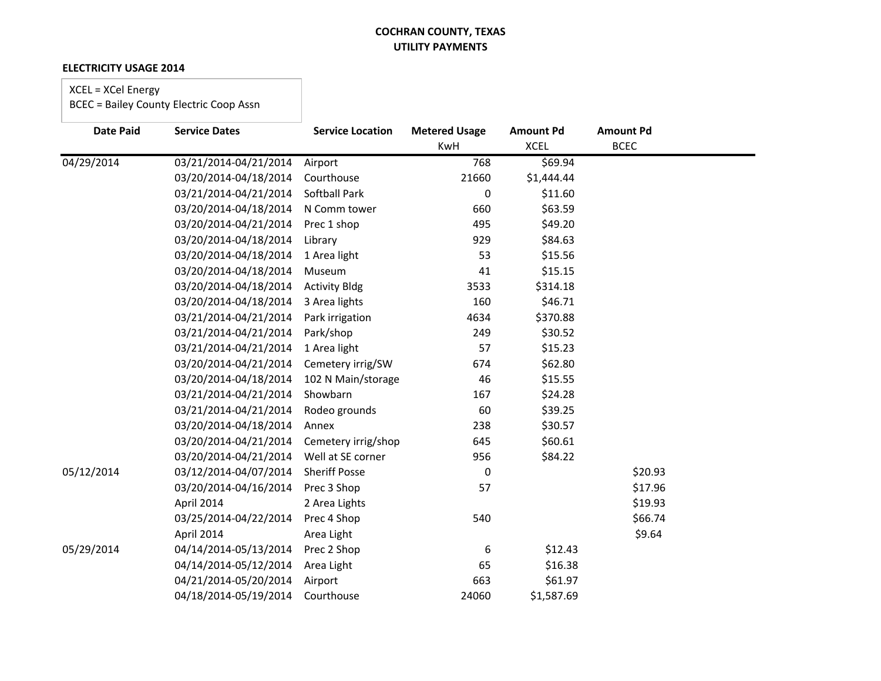**COCHRAN COUNTY, TEXAS**
**UTILITY PAYMENTS**

**ELECTRICITY USAGE 2014**

XCEL = XCel Energy
BCEC = Bailey County Electric Coop Assn

| Date Paid | Service Dates | Service Location | Metered Usage KwH | Amount Pd XCEL | Amount Pd BCEC |
|---|---|---|---|---|---|
| 04/29/2014 | 03/21/2014-04/21/2014 | Airport | 768 | $69.94 | |
| | 03/20/2014-04/18/2014 | Courthouse | 21660 | $1,444.44 | |
| | 03/21/2014-04/21/2014 | Softball Park | 0 | $11.60 | |
| | 03/20/2014-04/18/2014 | N Comm tower | 660 | $63.59 | |
| | 03/20/2014-04/21/2014 | Prec 1 shop | 495 | $49.20 | |
| | 03/20/2014-04/18/2014 | Library | 929 | $84.63 | |
| | 03/20/2014-04/18/2014 | 1 Area light | 53 | $15.56 | |
| | 03/20/2014-04/18/2014 | Museum | 41 | $15.15 | |
| | 03/20/2014-04/18/2014 | Activity Bldg | 3533 | $314.18 | |
| | 03/20/2014-04/18/2014 | 3 Area lights | 160 | $46.71 | |
| | 03/21/2014-04/21/2014 | Park irrigation | 4634 | $370.88 | |
| | 03/21/2014-04/21/2014 | Park/shop | 249 | $30.52 | |
| | 03/21/2014-04/21/2014 | 1 Area light | 57 | $15.23 | |
| | 03/20/2014-04/21/2014 | Cemetery irrig/SW | 674 | $62.80 | |
| | 03/20/2014-04/18/2014 | 102 N Main/storage | 46 | $15.55 | |
| | 03/21/2014-04/21/2014 | Showbarn | 167 | $24.28 | |
| | 03/21/2014-04/21/2014 | Rodeo grounds | 60 | $39.25 | |
| | 03/20/2014-04/18/2014 | Annex | 238 | $30.57 | |
| | 03/20/2014-04/21/2014 | Cemetery irrig/shop | 645 | $60.61 | |
| | 03/20/2014-04/21/2014 | Well at SE corner | 956 | $84.22 | |
| 05/12/2014 | 03/12/2014-04/07/2014 | Sheriff Posse | 0 | | $20.93 |
| | 03/20/2014-04/16/2014 | Prec 3 Shop | 57 | | $17.96 |
| | April 2014 | 2 Area Lights | | | $19.93 |
| | 03/25/2014-04/22/2014 | Prec 4 Shop | 540 | | $66.74 |
| | April 2014 | Area Light | | | $9.64 |
| 05/29/2014 | 04/14/2014-05/13/2014 | Prec 2 Shop | 6 | $12.43 | |
| | 04/14/2014-05/12/2014 | Area Light | 65 | $16.38 | |
| | 04/21/2014-05/20/2014 | Airport | 663 | $61.97 | |
| | 04/18/2014-05/19/2014 | Courthouse | 24060 | $1,587.69 | |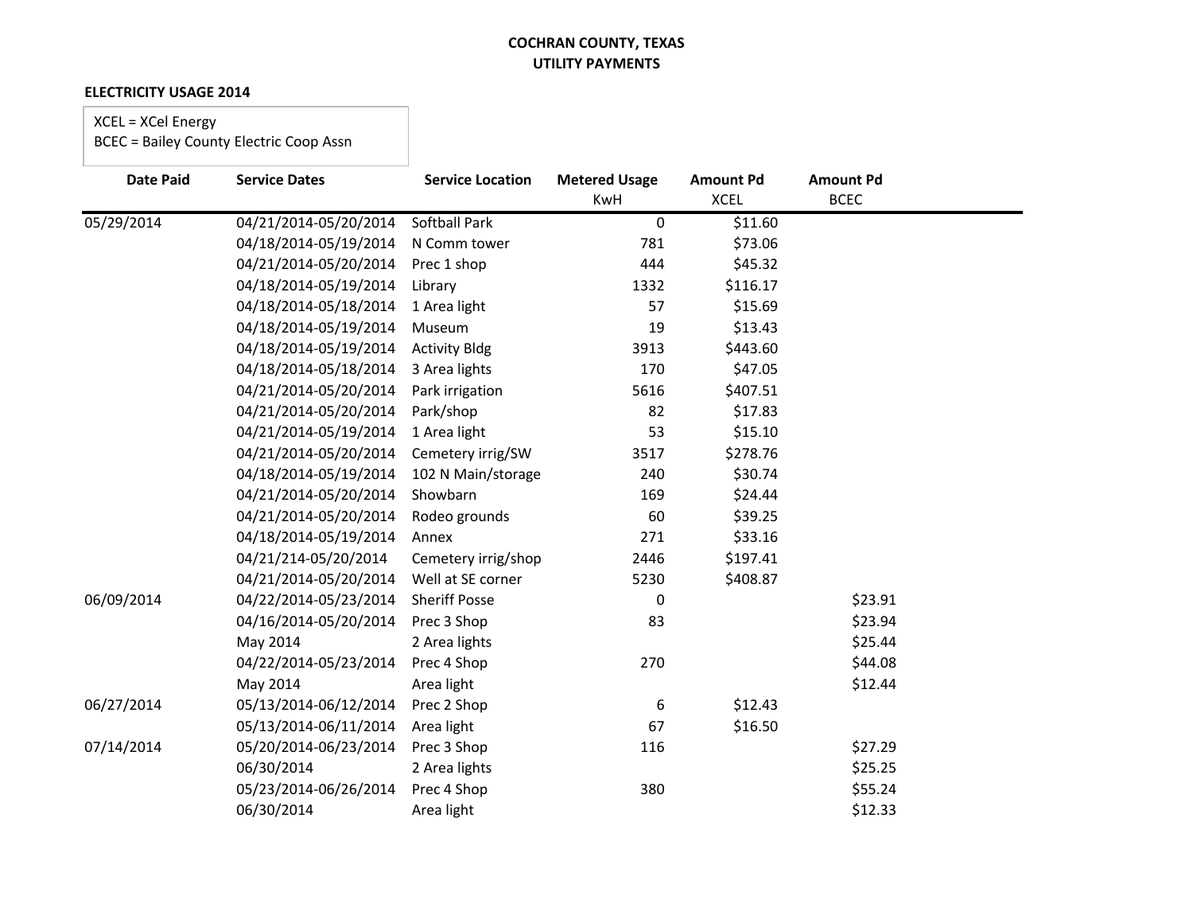**COCHRAN COUNTY, TEXAS**
**UTILITY PAYMENTS**

**ELECTRICITY USAGE 2014**

XCEL = XCel Energy
BCEC = Bailey County Electric Coop Assn

| Date Paid | Service Dates | Service Location | Metered Usage KwH | Amount Pd XCEL | Amount Pd BCEC |
|---|---|---|---|---|---|
| 05/29/2014 | 04/21/2014-05/20/2014 | Softball Park | 0 | $11.60 | |
| | 04/18/2014-05/19/2014 | N Comm tower | 781 | $73.06 | |
| | 04/21/2014-05/20/2014 | Prec 1 shop | 444 | $45.32 | |
| | 04/18/2014-05/19/2014 | Library | 1332 | $116.17 | |
| | 04/18/2014-05/18/2014 | 1 Area light | 57 | $15.69 | |
| | 04/18/2014-05/19/2014 | Museum | 19 | $13.43 | |
| | 04/18/2014-05/19/2014 | Activity Bldg | 3913 | $443.60 | |
| | 04/18/2014-05/18/2014 | 3 Area lights | 170 | $47.05 | |
| | 04/21/2014-05/20/2014 | Park irrigation | 5616 | $407.51 | |
| | 04/21/2014-05/20/2014 | Park/shop | 82 | $17.83 | |
| | 04/21/2014-05/19/2014 | 1 Area light | 53 | $15.10 | |
| | 04/21/2014-05/20/2014 | Cemetery irrig/SW | 3517 | $278.76 | |
| | 04/18/2014-05/19/2014 | 102 N Main/storage | 240 | $30.74 | |
| | 04/21/2014-05/20/2014 | Showbarn | 169 | $24.44 | |
| | 04/21/2014-05/20/2014 | Rodeo grounds | 60 | $39.25 | |
| | 04/18/2014-05/19/2014 | Annex | 271 | $33.16 | |
| | 04/21/214-05/20/2014 | Cemetery irrig/shop | 2446 | $197.41 | |
| | 04/21/2014-05/20/2014 | Well at SE corner | 5230 | $408.87 | |
| 06/09/2014 | 04/22/2014-05/23/2014 | Sheriff Posse | 0 | | $23.91 |
| | 04/16/2014-05/20/2014 | Prec 3 Shop | 83 | | $23.94 |
| | May 2014 | 2 Area lights | | | $25.44 |
| | 04/22/2014-05/23/2014 | Prec 4 Shop | 270 | | $44.08 |
| | May 2014 | Area light | | | $12.44 |
| 06/27/2014 | 05/13/2014-06/12/2014 | Prec 2 Shop | 6 | $12.43 | |
| | 05/13/2014-06/11/2014 | Area light | 67 | $16.50 | |
| 07/14/2014 | 05/20/2014-06/23/2014 | Prec 3 Shop | 116 | | $27.29 |
| | 06/30/2014 | 2 Area lights | | | $25.25 |
| | 05/23/2014-06/26/2014 | Prec 4 Shop | 380 | | $55.24 |
| | 06/30/2014 | Area light | | | $12.33 |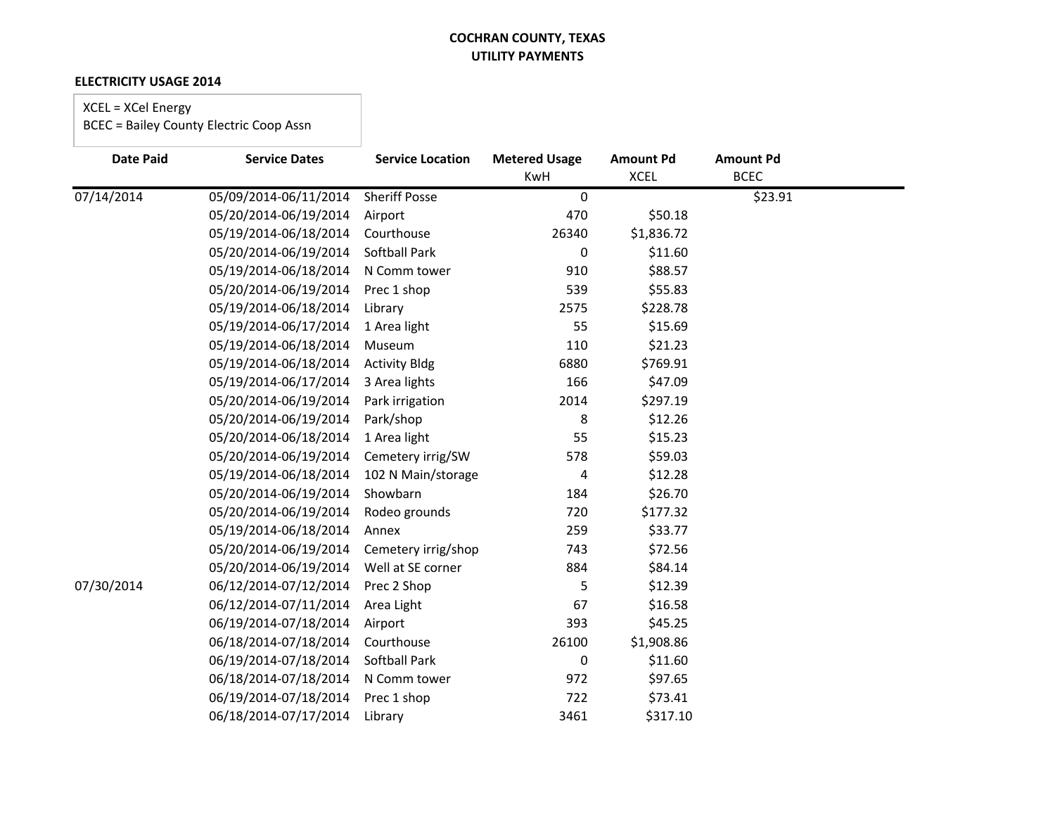**COCHRAN COUNTY, TEXAS**
**UTILITY PAYMENTS**

**ELECTRICITY USAGE 2014**

XCEL = XCel Energy
BCEC = Bailey County Electric Coop Assn

| Date Paid | Service Dates | Service Location | Metered Usage KwH | Amount Pd XCEL | Amount Pd BCEC |
|---|---|---|---|---|---|
| 07/14/2014 | 05/09/2014-06/11/2014 | Sheriff Posse | 0 | | $23.91 |
| | 05/20/2014-06/19/2014 | Airport | 470 | $50.18 | |
| | 05/19/2014-06/18/2014 | Courthouse | 26340 | $1,836.72 | |
| | 05/20/2014-06/19/2014 | Softball Park | 0 | $11.60 | |
| | 05/19/2014-06/18/2014 | N Comm tower | 910 | $88.57 | |
| | 05/20/2014-06/19/2014 | Prec 1 shop | 539 | $55.83 | |
| | 05/19/2014-06/18/2014 | Library | 2575 | $228.78 | |
| | 05/19/2014-06/17/2014 | 1 Area light | 55 | $15.69 | |
| | 05/19/2014-06/18/2014 | Museum | 110 | $21.23 | |
| | 05/19/2014-06/18/2014 | Activity Bldg | 6880 | $769.91 | |
| | 05/19/2014-06/17/2014 | 3 Area lights | 166 | $47.09 | |
| | 05/20/2014-06/19/2014 | Park irrigation | 2014 | $297.19 | |
| | 05/20/2014-06/19/2014 | Park/shop | 8 | $12.26 | |
| | 05/20/2014-06/18/2014 | 1 Area light | 55 | $15.23 | |
| | 05/20/2014-06/19/2014 | Cemetery irrig/SW | 578 | $59.03 | |
| | 05/19/2014-06/18/2014 | 102 N Main/storage | 4 | $12.28 | |
| | 05/20/2014-06/19/2014 | Showbarn | 184 | $26.70 | |
| | 05/20/2014-06/19/2014 | Rodeo grounds | 720 | $177.32 | |
| | 05/19/2014-06/18/2014 | Annex | 259 | $33.77 | |
| | 05/20/2014-06/19/2014 | Cemetery irrig/shop | 743 | $72.56 | |
| | 05/20/2014-06/19/2014 | Well at SE corner | 884 | $84.14 | |
| 07/30/2014 | 06/12/2014-07/12/2014 | Prec 2 Shop | 5 | $12.39 | |
| | 06/12/2014-07/11/2014 | Area Light | 67 | $16.58 | |
| | 06/19/2014-07/18/2014 | Airport | 393 | $45.25 | |
| | 06/18/2014-07/18/2014 | Courthouse | 26100 | $1,908.86 | |
| | 06/19/2014-07/18/2014 | Softball Park | 0 | $11.60 | |
| | 06/18/2014-07/18/2014 | N Comm tower | 972 | $97.65 | |
| | 06/19/2014-07/18/2014 | Prec 1 shop | 722 | $73.41 | |
| | 06/18/2014-07/17/2014 | Library | 3461 | $317.10 | |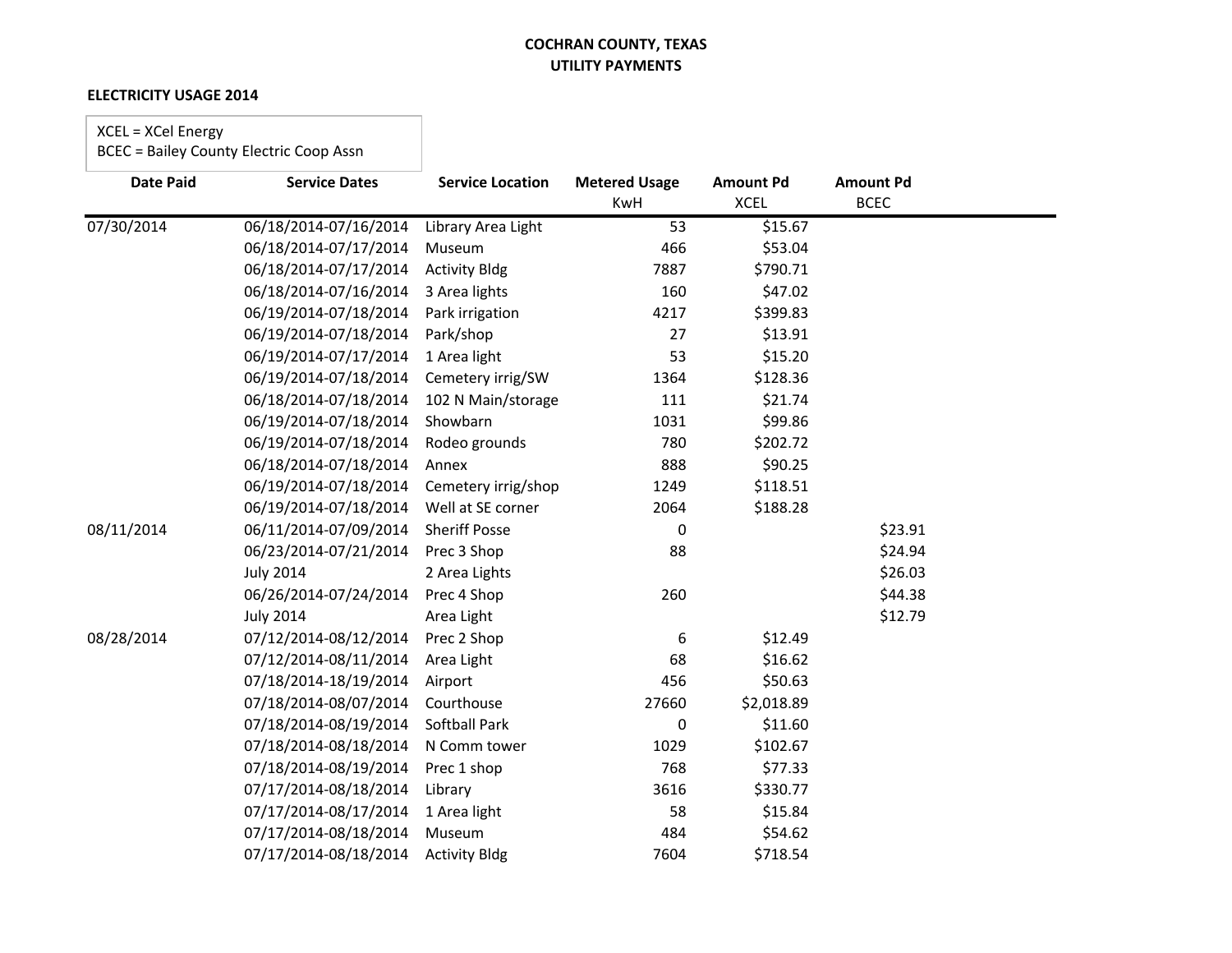**COCHRAN COUNTY, TEXAS**
**UTILITY PAYMENTS**

**ELECTRICITY USAGE 2014**

XCEL = XCel Energy
BCEC = Bailey County Electric Coop Assn

| Date Paid | Service Dates | Service Location | Metered Usage KwH | Amount Pd XCEL | Amount Pd BCEC |
|---|---|---|---|---|---|
| 07/30/2014 | 06/18/2014-07/16/2014 | Library Area Light | 53 | $15.67 | |
| | 06/18/2014-07/17/2014 | Museum | 466 | $53.04 | |
| | 06/18/2014-07/17/2014 | Activity Bldg | 7887 | $790.71 | |
| | 06/18/2014-07/16/2014 | 3 Area lights | 160 | $47.02 | |
| | 06/19/2014-07/18/2014 | Park irrigation | 4217 | $399.83 | |
| | 06/19/2014-07/18/2014 | Park/shop | 27 | $13.91 | |
| | 06/19/2014-07/17/2014 | 1 Area light | 53 | $15.20 | |
| | 06/19/2014-07/18/2014 | Cemetery irrig/SW | 1364 | $128.36 | |
| | 06/18/2014-07/18/2014 | 102 N Main/storage | 111 | $21.74 | |
| | 06/19/2014-07/18/2014 | Showbarn | 1031 | $99.86 | |
| | 06/19/2014-07/18/2014 | Rodeo grounds | 780 | $202.72 | |
| | 06/18/2014-07/18/2014 | Annex | 888 | $90.25 | |
| | 06/19/2014-07/18/2014 | Cemetery irrig/shop | 1249 | $118.51 | |
| | 06/19/2014-07/18/2014 | Well at SE corner | 2064 | $188.28 | |
| 08/11/2014 | 06/11/2014-07/09/2014 | Sheriff Posse | 0 | | $23.91 |
| | 06/23/2014-07/21/2014 | Prec 3 Shop | 88 | | $24.94 |
| | July 2014 | 2 Area Lights | | | $26.03 |
| | 06/26/2014-07/24/2014 | Prec 4 Shop | 260 | | $44.38 |
| | July 2014 | Area Light | | | $12.79 |
| 08/28/2014 | 07/12/2014-08/12/2014 | Prec 2 Shop | 6 | $12.49 | |
| | 07/12/2014-08/11/2014 | Area Light | 68 | $16.62 | |
| | 07/18/2014-18/19/2014 | Airport | 456 | $50.63 | |
| | 07/18/2014-08/07/2014 | Courthouse | 27660 | $2,018.89 | |
| | 07/18/2014-08/19/2014 | Softball Park | 0 | $11.60 | |
| | 07/18/2014-08/18/2014 | N Comm tower | 1029 | $102.67 | |
| | 07/18/2014-08/19/2014 | Prec 1 shop | 768 | $77.33 | |
| | 07/17/2014-08/18/2014 | Library | 3616 | $330.77 | |
| | 07/17/2014-08/17/2014 | 1 Area light | 58 | $15.84 | |
| | 07/17/2014-08/18/2014 | Museum | 484 | $54.62 | |
| | 07/17/2014-08/18/2014 | Activity Bldg | 7604 | $718.54 | |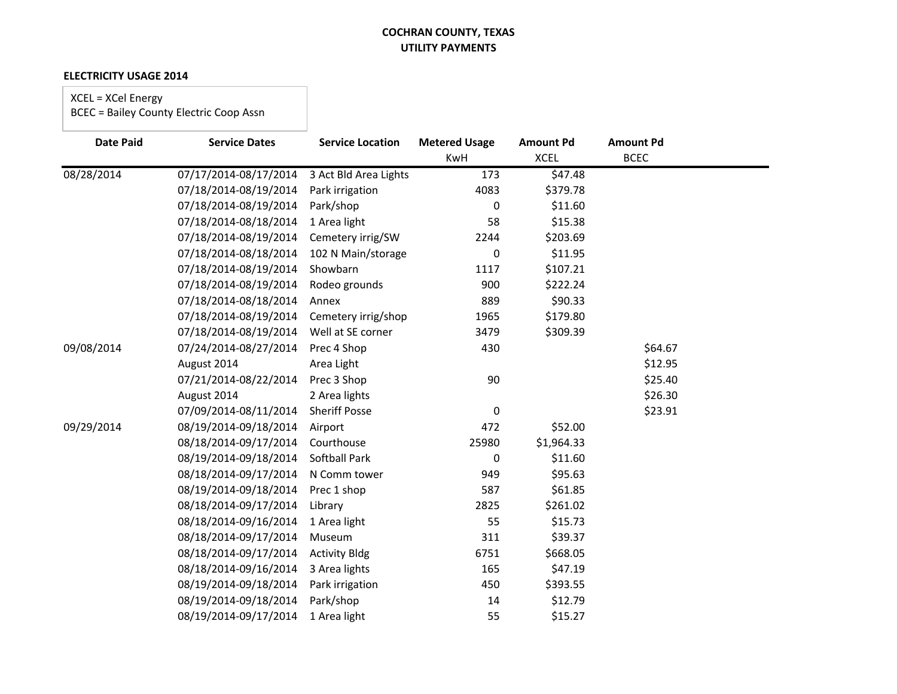**COCHRAN COUNTY, TEXAS**
**UTILITY PAYMENTS**

**ELECTRICITY USAGE 2014**

XCEL = XCel Energy
BCEC = Bailey County Electric Coop Assn

| Date Paid | Service Dates | Service Location | Metered Usage KwH | Amount Pd XCEL | Amount Pd BCEC |
|---|---|---|---|---|---|
| 08/28/2014 | 07/17/2014-08/17/2014 | 3 Act Bld Area Lights | 173 | $47.48 | |
| | 07/18/2014-08/19/2014 | Park irrigation | 4083 | $379.78 | |
| | 07/18/2014-08/19/2014 | Park/shop | 0 | $11.60 | |
| | 07/18/2014-08/18/2014 | 1 Area light | 58 | $15.38 | |
| | 07/18/2014-08/19/2014 | Cemetery irrig/SW | 2244 | $203.69 | |
| | 07/18/2014-08/18/2014 | 102 N Main/storage | 0 | $11.95 | |
| | 07/18/2014-08/19/2014 | Showbarn | 1117 | $107.21 | |
| | 07/18/2014-08/19/2014 | Rodeo grounds | 900 | $222.24 | |
| | 07/18/2014-08/18/2014 | Annex | 889 | $90.33 | |
| | 07/18/2014-08/19/2014 | Cemetery irrig/shop | 1965 | $179.80 | |
| | 07/18/2014-08/19/2014 | Well at SE corner | 3479 | $309.39 | |
| 09/08/2014 | 07/24/2014-08/27/2014 | Prec 4 Shop | 430 | | $64.67 |
| | August 2014 | Area Light | | | $12.95 |
| | 07/21/2014-08/22/2014 | Prec 3 Shop | 90 | | $25.40 |
| | August 2014 | 2 Area lights | | | $26.30 |
| | 07/09/2014-08/11/2014 | Sheriff Posse | 0 | | $23.91 |
| 09/29/2014 | 08/19/2014-09/18/2014 | Airport | 472 | $52.00 | |
| | 08/18/2014-09/17/2014 | Courthouse | 25980 | $1,964.33 | |
| | 08/19/2014-09/18/2014 | Softball Park | 0 | $11.60 | |
| | 08/18/2014-09/17/2014 | N Comm tower | 949 | $95.63 | |
| | 08/19/2014-09/18/2014 | Prec 1 shop | 587 | $61.85 | |
| | 08/18/2014-09/17/2014 | Library | 2825 | $261.02 | |
| | 08/18/2014-09/16/2014 | 1 Area light | 55 | $15.73 | |
| | 08/18/2014-09/17/2014 | Museum | 311 | $39.37 | |
| | 08/18/2014-09/17/2014 | Activity Bldg | 6751 | $668.05 | |
| | 08/18/2014-09/16/2014 | 3 Area lights | 165 | $47.19 | |
| | 08/19/2014-09/18/2014 | Park irrigation | 450 | $393.55 | |
| | 08/19/2014-09/18/2014 | Park/shop | 14 | $12.79 | |
| | 08/19/2014-09/17/2014 | 1 Area light | 55 | $15.27 | |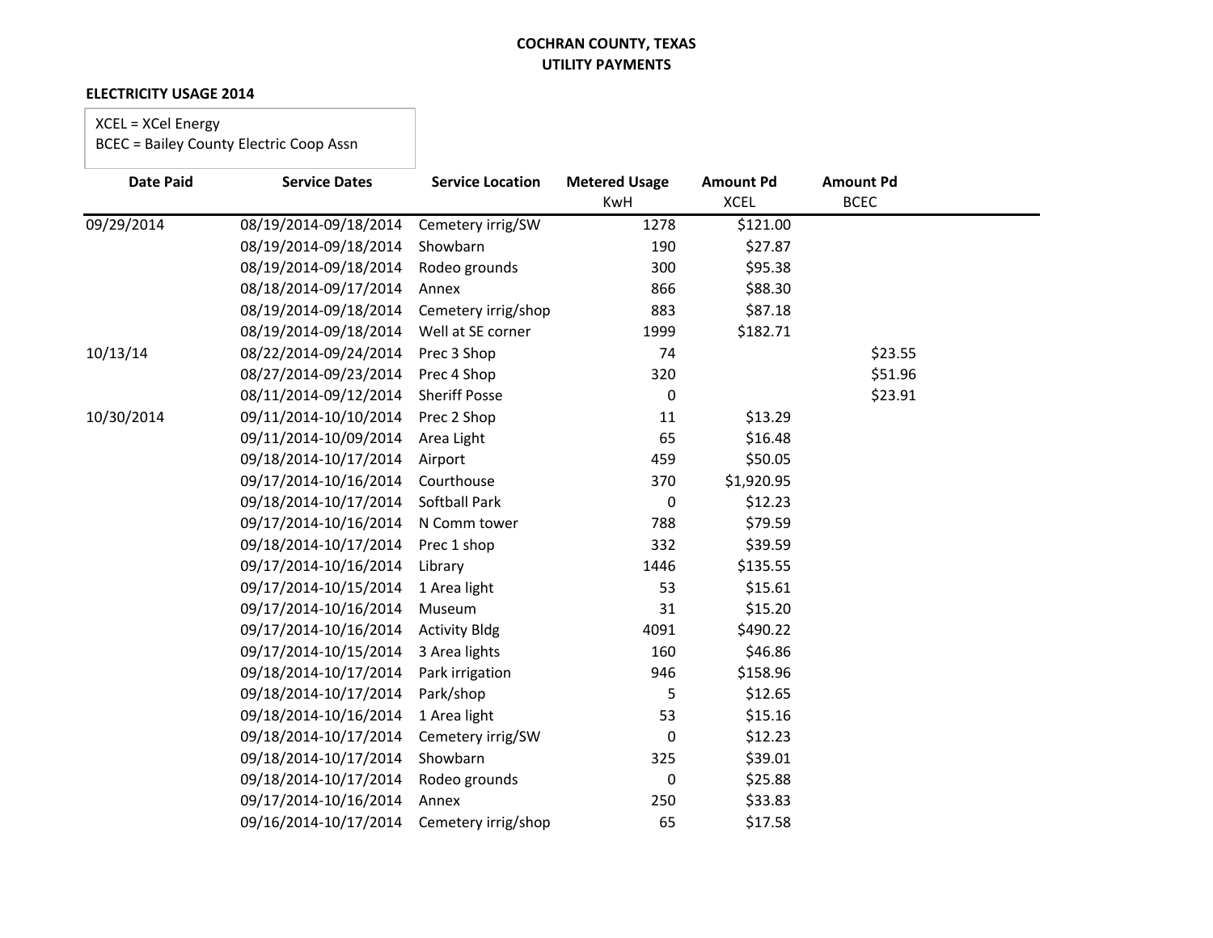**COCHRAN COUNTY, TEXAS**
**UTILITY PAYMENTS**

**ELECTRICITY USAGE 2014**

XCEL = XCel Energy
BCEC = Bailey County Electric Coop Assn

| Date Paid | Service Dates | Service Location | Metered Usage KwH | Amount Pd XCEL | Amount Pd BCEC |
|---|---|---|---|---|---|
| 09/29/2014 | 08/19/2014-09/18/2014 | Cemetery irrig/SW | 1278 | $121.00 | |
| | 08/19/2014-09/18/2014 | Showbarn | 190 | $27.87 | |
| | 08/19/2014-09/18/2014 | Rodeo grounds | 300 | $95.38 | |
| | 08/18/2014-09/17/2014 | Annex | 866 | $88.30 | |
| | 08/19/2014-09/18/2014 | Cemetery irrig/shop | 883 | $87.18 | |
| | 08/19/2014-09/18/2014 | Well at SE corner | 1999 | $182.71 | |
| 10/13/14 | 08/22/2014-09/24/2014 | Prec 3 Shop | 74 | | $23.55 |
| | 08/27/2014-09/23/2014 | Prec 4 Shop | 320 | | $51.96 |
| | 08/11/2014-09/12/2014 | Sheriff Posse | 0 | | $23.91 |
| 10/30/2014 | 09/11/2014-10/10/2014 | Prec 2 Shop | 11 | $13.29 | |
| | 09/11/2014-10/09/2014 | Area Light | 65 | $16.48 | |
| | 09/18/2014-10/17/2014 | Airport | 459 | $50.05 | |
| | 09/17/2014-10/16/2014 | Courthouse | 370 | $1,920.95 | |
| | 09/18/2014-10/17/2014 | Softball Park | 0 | $12.23 | |
| | 09/17/2014-10/16/2014 | N Comm tower | 788 | $79.59 | |
| | 09/18/2014-10/17/2014 | Prec 1 shop | 332 | $39.59 | |
| | 09/17/2014-10/16/2014 | Library | 1446 | $135.55 | |
| | 09/17/2014-10/15/2014 | 1 Area light | 53 | $15.61 | |
| | 09/17/2014-10/16/2014 | Museum | 31 | $15.20 | |
| | 09/17/2014-10/16/2014 | Activity Bldg | 4091 | $490.22 | |
| | 09/17/2014-10/15/2014 | 3 Area lights | 160 | $46.86 | |
| | 09/18/2014-10/17/2014 | Park irrigation | 946 | $158.96 | |
| | 09/18/2014-10/17/2014 | Park/shop | 5 | $12.65 | |
| | 09/18/2014-10/16/2014 | 1 Area light | 53 | $15.16 | |
| | 09/18/2014-10/17/2014 | Cemetery irrig/SW | 0 | $12.23 | |
| | 09/18/2014-10/17/2014 | Showbarn | 325 | $39.01 | |
| | 09/18/2014-10/17/2014 | Rodeo grounds | 0 | $25.88 | |
| | 09/17/2014-10/16/2014 | Annex | 250 | $33.83 | |
| | 09/16/2014-10/17/2014 | Cemetery irrig/shop | 65 | $17.58 | |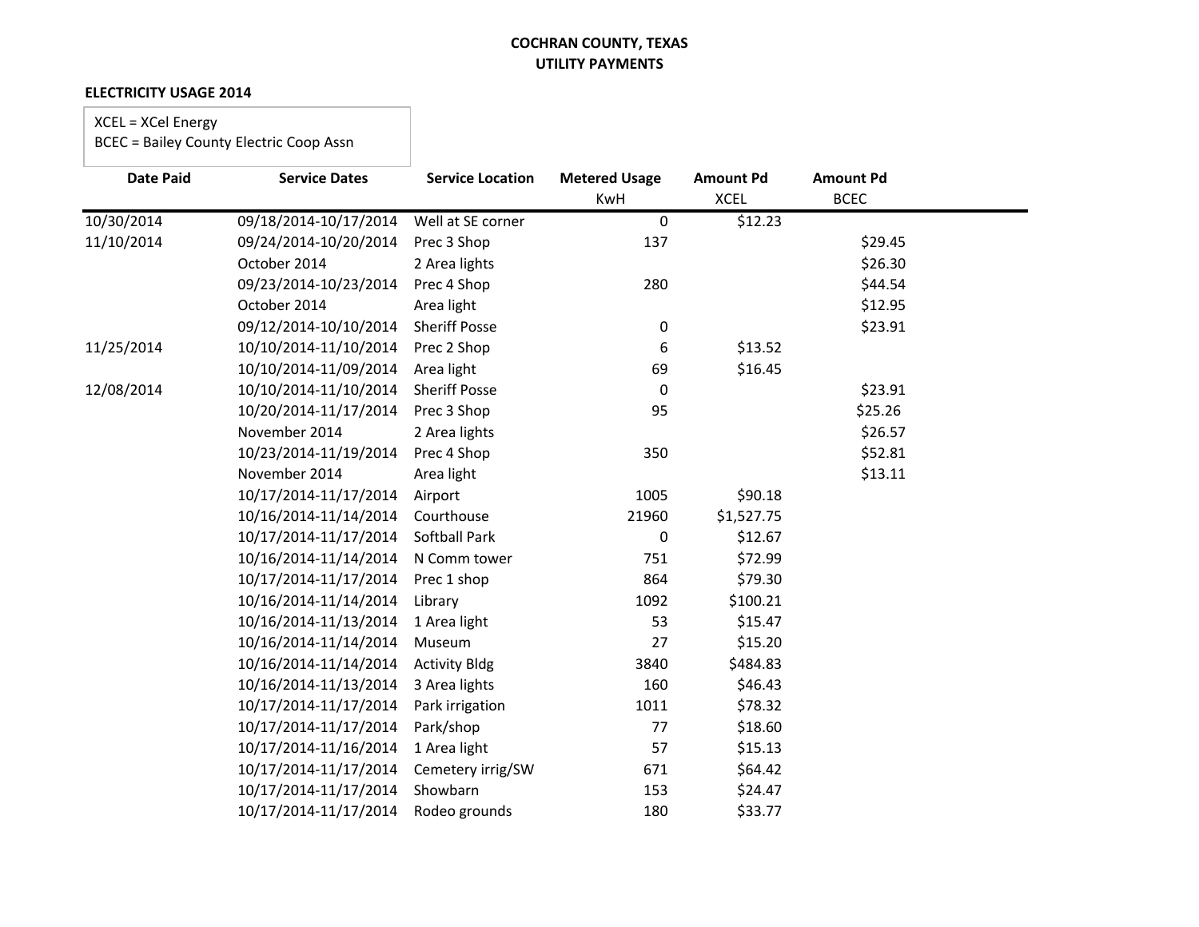**COCHRAN COUNTY, TEXAS**
**UTILITY PAYMENTS**

**ELECTRICITY USAGE 2014**

XCEL = XCel Energy
BCEC = Bailey County Electric Coop Assn

| Date Paid | Service Dates | Service Location | Metered Usage KwH | Amount Pd XCEL | Amount Pd BCEC |
|---|---|---|---|---|---|
| 10/30/2014 | 09/18/2014-10/17/2014 | Well at SE corner | 0 | $12.23 | |
| 11/10/2014 | 09/24/2014-10/20/2014 | Prec 3 Shop | 137 | | $29.45 |
| | October 2014 | 2 Area lights | | | $26.30 |
| | 09/23/2014-10/23/2014 | Prec 4 Shop | 280 | | $44.54 |
| | October 2014 | Area light | | | $12.95 |
| | 09/12/2014-10/10/2014 | Sheriff Posse | 0 | | $23.91 |
| 11/25/2014 | 10/10/2014-11/10/2014 | Prec 2 Shop | 6 | $13.52 | |
| | 10/10/2014-11/09/2014 | Area light | 69 | $16.45 | |
| 12/08/2014 | 10/10/2014-11/10/2014 | Sheriff Posse | 0 | | $23.91 |
| | 10/20/2014-11/17/2014 | Prec 3 Shop | 95 | | $25.26 |
| | November 2014 | 2 Area lights | | | $26.57 |
| | 10/23/2014-11/19/2014 | Prec 4 Shop | 350 | | $52.81 |
| | November 2014 | Area light | | | $13.11 |
| | 10/17/2014-11/17/2014 | Airport | 1005 | $90.18 | |
| | 10/16/2014-11/14/2014 | Courthouse | 21960 | $1,527.75 | |
| | 10/17/2014-11/17/2014 | Softball Park | 0 | $12.67 | |
| | 10/16/2014-11/14/2014 | N Comm tower | 751 | $72.99 | |
| | 10/17/2014-11/17/2014 | Prec 1 shop | 864 | $79.30 | |
| | 10/16/2014-11/14/2014 | Library | 1092 | $100.21 | |
| | 10/16/2014-11/13/2014 | 1 Area light | 53 | $15.47 | |
| | 10/16/2014-11/14/2014 | Museum | 27 | $15.20 | |
| | 10/16/2014-11/14/2014 | Activity Bldg | 3840 | $484.83 | |
| | 10/16/2014-11/13/2014 | 3 Area lights | 160 | $46.43 | |
| | 10/17/2014-11/17/2014 | Park irrigation | 1011 | $78.32 | |
| | 10/17/2014-11/17/2014 | Park/shop | 77 | $18.60 | |
| | 10/17/2014-11/16/2014 | 1 Area light | 57 | $15.13 | |
| | 10/17/2014-11/17/2014 | Cemetery irrig/SW | 671 | $64.42 | |
| | 10/17/2014-11/17/2014 | Showbarn | 153 | $24.47 | |
| | 10/17/2014-11/17/2014 | Rodeo grounds | 180 | $33.77 | |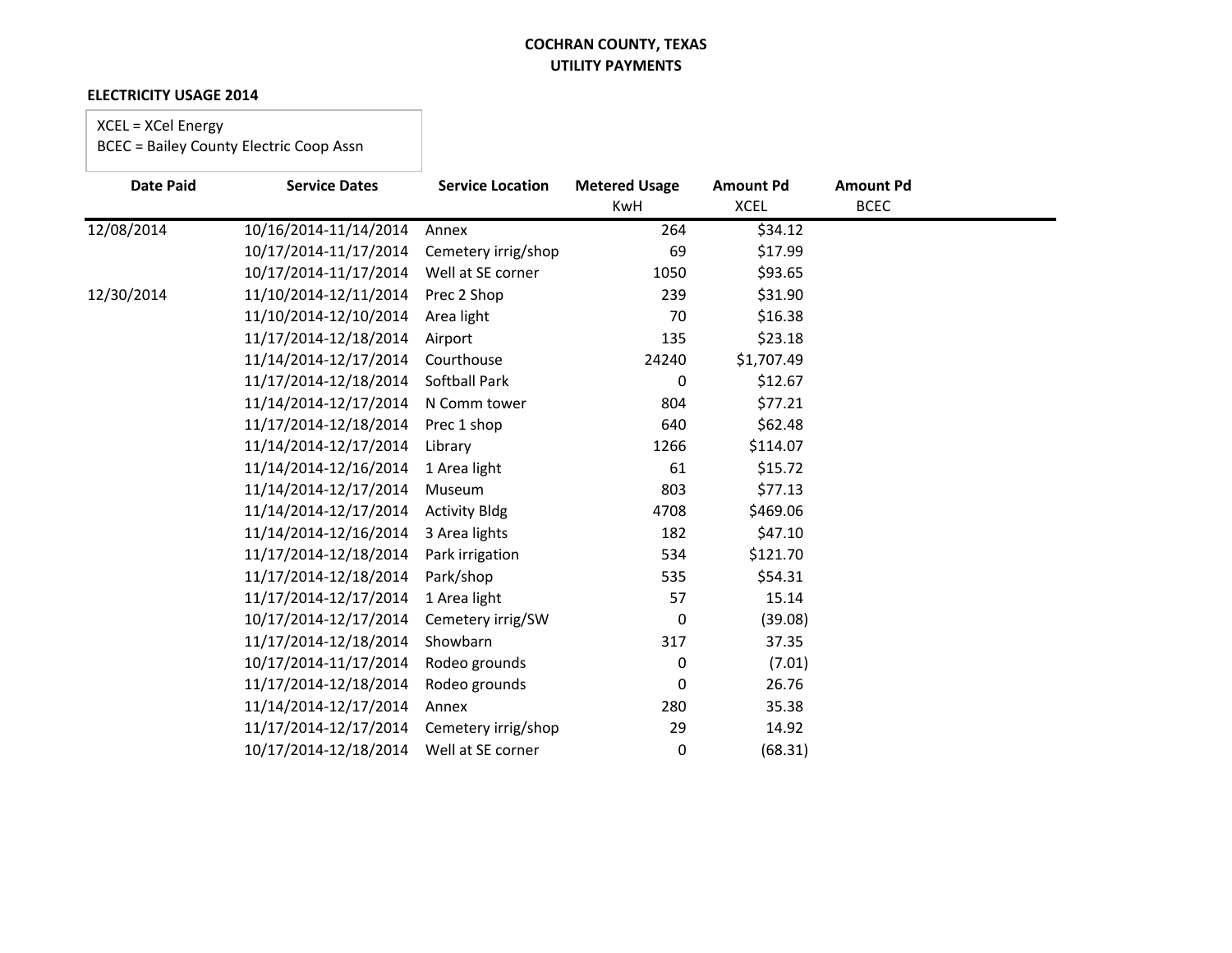**COCHRAN COUNTY, TEXAS**
**UTILITY PAYMENTS**

**ELECTRICITY USAGE 2014**

XCEL = XCel Energy
BCEC = Bailey County Electric Coop Assn

| Date Paid | Service Dates | Service Location | Metered Usage KwH | Amount Pd XCEL | Amount Pd BCEC |
|---|---|---|---|---|---|
| 12/08/2014 | 10/16/2014-11/14/2014 | Annex | 264 | $34.12 | |
| | 10/17/2014-11/17/2014 | Cemetery irrig/shop | 69 | $17.99 | |
| | 10/17/2014-11/17/2014 | Well at SE corner | 1050 | $93.65 | |
| 12/30/2014 | 11/10/2014-12/11/2014 | Prec 2 Shop | 239 | $31.90 | |
| | 11/10/2014-12/10/2014 | Area light | 70 | $16.38 | |
| | 11/17/2014-12/18/2014 | Airport | 135 | $23.18 | |
| | 11/14/2014-12/17/2014 | Courthouse | 24240 | $1,707.49 | |
| | 11/17/2014-12/18/2014 | Softball Park | 0 | $12.67 | |
| | 11/14/2014-12/17/2014 | N Comm tower | 804 | $77.21 | |
| | 11/17/2014-12/18/2014 | Prec 1 shop | 640 | $62.48 | |
| | 11/14/2014-12/17/2014 | Library | 1266 | $114.07 | |
| | 11/14/2014-12/16/2014 | 1 Area light | 61 | $15.72 | |
| | 11/14/2014-12/17/2014 | Museum | 803 | $77.13 | |
| | 11/14/2014-12/17/2014 | Activity Bldg | 4708 | $469.06 | |
| | 11/14/2014-12/16/2014 | 3 Area lights | 182 | $47.10 | |
| | 11/17/2014-12/18/2014 | Park irrigation | 534 | $121.70 | |
| | 11/17/2014-12/18/2014 | Park/shop | 535 | $54.31 | |
| | 11/17/2014-12/17/2014 | 1 Area light | 57 | 15.14 | |
| | 10/17/2014-12/17/2014 | Cemetery irrig/SW | 0 | (39.08) | |
| | 11/17/2014-12/18/2014 | Showbarn | 317 | 37.35 | |
| | 10/17/2014-11/17/2014 | Rodeo grounds | 0 | (7.01) | |
| | 11/17/2014-12/18/2014 | Rodeo grounds | 0 | 26.76 | |
| | 11/14/2014-12/17/2014 | Annex | 280 | 35.38 | |
| | 11/17/2014-12/17/2014 | Cemetery irrig/shop | 29 | 14.92 | |
| | 10/17/2014-12/18/2014 | Well at SE corner | 0 | (68.31) | |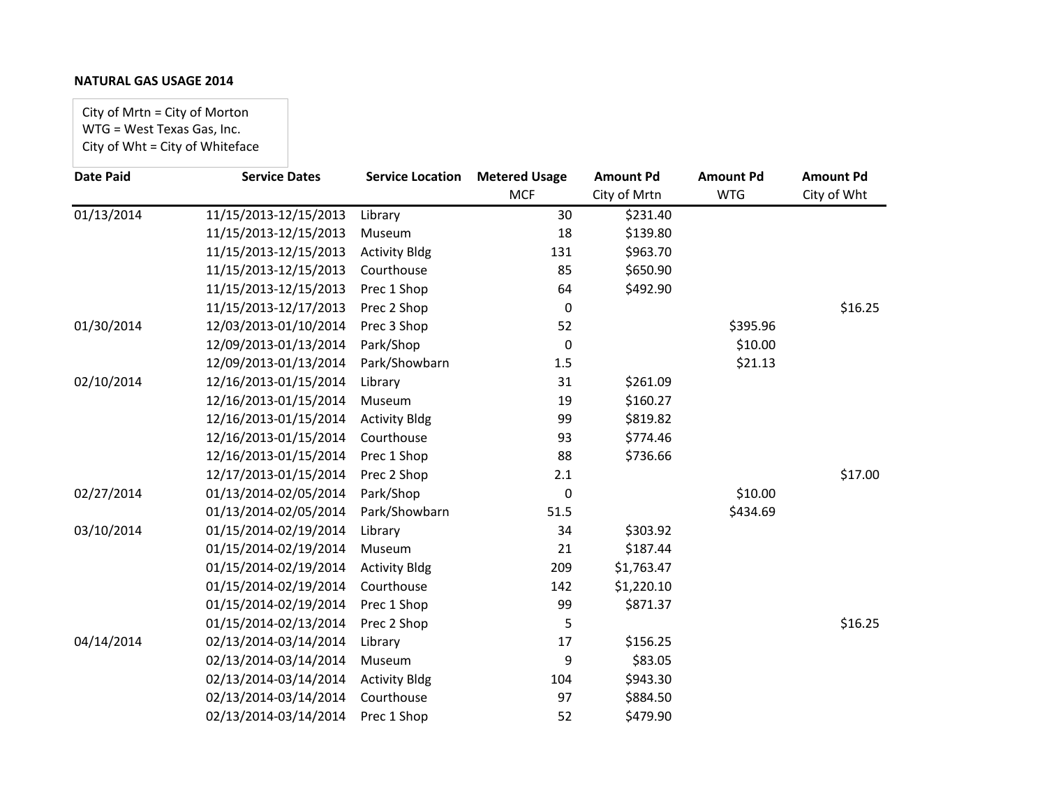**NATURAL GAS USAGE 2014**

City of Mrtn = City of Morton
WTG = West Texas Gas, Inc.
City of Wht = City of Whiteface

| Date Paid | Service Dates | Service Location | Metered Usage MCF | Amount Pd City of Mrtn | Amount Pd WTG | Amount Pd City of Wht |
|---|---|---|---|---|---|---|
| 01/13/2014 | 11/15/2013-12/15/2013 | Library | 30 | $231.40 | | |
| | 11/15/2013-12/15/2013 | Museum | 18 | $139.80 | | |
| | 11/15/2013-12/15/2013 | Activity Bldg | 131 | $963.70 | | |
| | 11/15/2013-12/15/2013 | Courthouse | 85 | $650.90 | | |
| | 11/15/2013-12/15/2013 | Prec 1 Shop | 64 | $492.90 | | |
| | 11/15/2013-12/17/2013 | Prec 2 Shop | 0 | | | $16.25 |
| 01/30/2014 | 12/03/2013-01/10/2014 | Prec 3 Shop | 52 | | $395.96 | |
| | 12/09/2013-01/13/2014 | Park/Shop | 0 | | $10.00 | |
| | 12/09/2013-01/13/2014 | Park/Showbarn | 1.5 | | $21.13 | |
| 02/10/2014 | 12/16/2013-01/15/2014 | Library | 31 | $261.09 | | |
| | 12/16/2013-01/15/2014 | Museum | 19 | $160.27 | | |
| | 12/16/2013-01/15/2014 | Activity Bldg | 99 | $819.82 | | |
| | 12/16/2013-01/15/2014 | Courthouse | 93 | $774.46 | | |
| | 12/16/2013-01/15/2014 | Prec 1 Shop | 88 | $736.66 | | |
| | 12/17/2013-01/15/2014 | Prec 2 Shop | 2.1 | | | $17.00 |
| 02/27/2014 | 01/13/2014-02/05/2014 | Park/Shop | 0 | | $10.00 | |
| | 01/13/2014-02/05/2014 | Park/Showbarn | 51.5 | | $434.69 | |
| 03/10/2014 | 01/15/2014-02/19/2014 | Library | 34 | $303.92 | | |
| | 01/15/2014-02/19/2014 | Museum | 21 | $187.44 | | |
| | 01/15/2014-02/19/2014 | Activity Bldg | 209 | $1,763.47 | | |
| | 01/15/2014-02/19/2014 | Courthouse | 142 | $1,220.10 | | |
| | 01/15/2014-02/19/2014 | Prec 1 Shop | 99 | $871.37 | | |
| | 01/15/2014-02/13/2014 | Prec 2 Shop | 5 | | | $16.25 |
| 04/14/2014 | 02/13/2014-03/14/2014 | Library | 17 | $156.25 | | |
| | 02/13/2014-03/14/2014 | Museum | 9 | $83.05 | | |
| | 02/13/2014-03/14/2014 | Activity Bldg | 104 | $943.30 | | |
| | 02/13/2014-03/14/2014 | Courthouse | 97 | $884.50 | | |
| | 02/13/2014-03/14/2014 | Prec 1 Shop | 52 | $479.90 | | |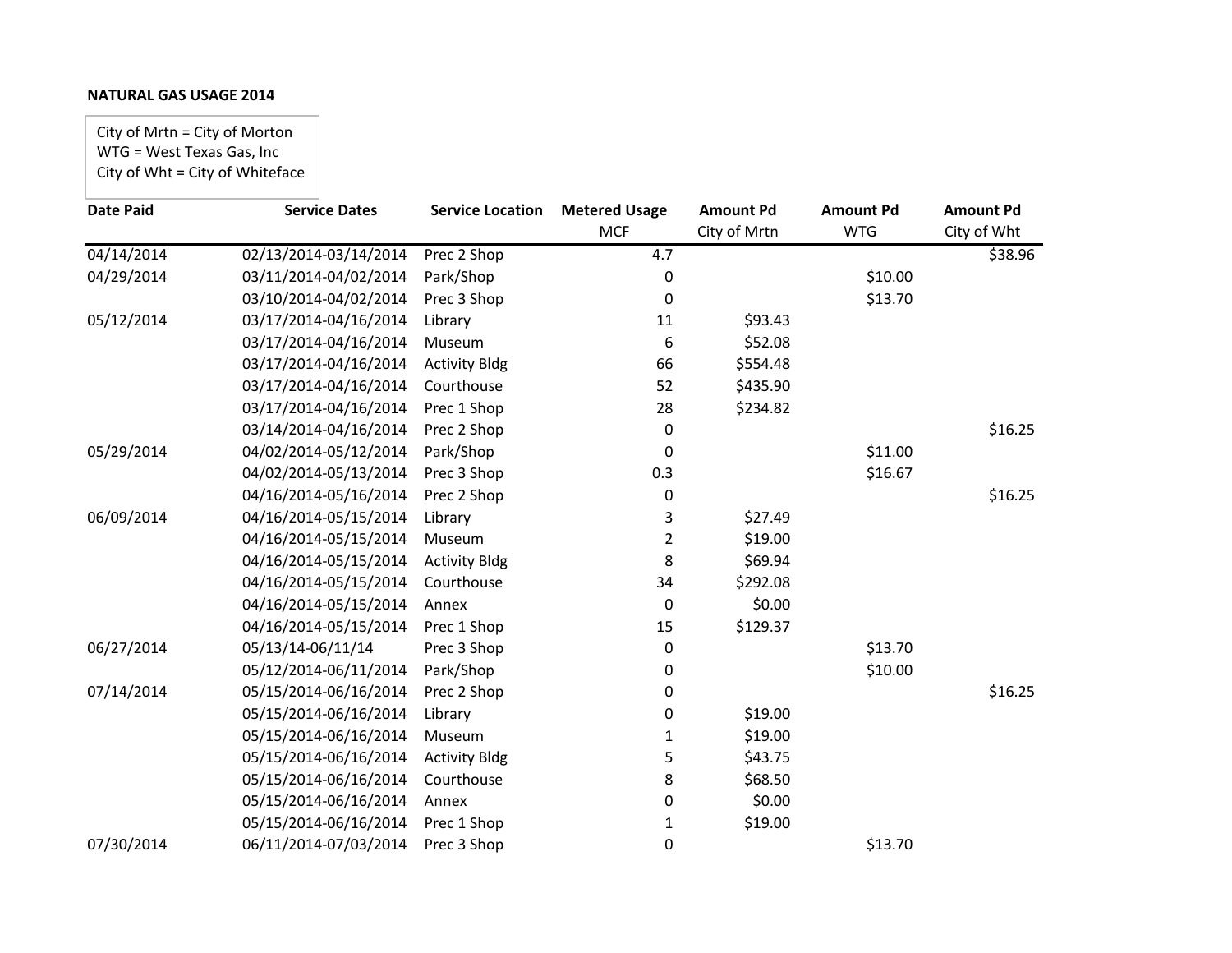**NATURAL GAS USAGE 2014**

City of Mrtn = City of Morton
WTG = West Texas Gas, Inc
City of Wht = City of Whiteface

| Date Paid | Service Dates | Service Location | Metered Usage MCF | Amount Pd City of Mrtn | Amount Pd WTG | Amount Pd City of Wht |
|---|---|---|---|---|---|---|
| 04/14/2014 | 02/13/2014-03/14/2014 | Prec 2 Shop | 4.7 | | | $38.96 |
| 04/29/2014 | 03/11/2014-04/02/2014 | Park/Shop | 0 | | $10.00 | |
| | 03/10/2014-04/02/2014 | Prec 3 Shop | 0 | | $13.70 | |
| 05/12/2014 | 03/17/2014-04/16/2014 | Library | 11 | $93.43 | | |
| | 03/17/2014-04/16/2014 | Museum | 6 | $52.08 | | |
| | 03/17/2014-04/16/2014 | Activity Bldg | 66 | $554.48 | | |
| | 03/17/2014-04/16/2014 | Courthouse | 52 | $435.90 | | |
| | 03/17/2014-04/16/2014 | Prec 1 Shop | 28 | $234.82 | | |
| | 03/14/2014-04/16/2014 | Prec 2 Shop | 0 | | | $16.25 |
| 05/29/2014 | 04/02/2014-05/12/2014 | Park/Shop | 0 | | $11.00 | |
| | 04/02/2014-05/13/2014 | Prec 3 Shop | 0.3 | | $16.67 | |
| | 04/16/2014-05/16/2014 | Prec 2 Shop | 0 | | | $16.25 |
| 06/09/2014 | 04/16/2014-05/15/2014 | Library | 3 | $27.49 | | |
| | 04/16/2014-05/15/2014 | Museum | 2 | $19.00 | | |
| | 04/16/2014-05/15/2014 | Activity Bldg | 8 | $69.94 | | |
| | 04/16/2014-05/15/2014 | Courthouse | 34 | $292.08 | | |
| | 04/16/2014-05/15/2014 | Annex | 0 | $0.00 | | |
| | 04/16/2014-05/15/2014 | Prec 1 Shop | 15 | $129.37 | | |
| 06/27/2014 | 05/13/14-06/11/14 | Prec 3 Shop | 0 | | $13.70 | |
| | 05/12/2014-06/11/2014 | Park/Shop | 0 | | $10.00 | |
| 07/14/2014 | 05/15/2014-06/16/2014 | Prec 2 Shop | 0 | | | $16.25 |
| | 05/15/2014-06/16/2014 | Library | 0 | $19.00 | | |
| | 05/15/2014-06/16/2014 | Museum | 1 | $19.00 | | |
| | 05/15/2014-06/16/2014 | Activity Bldg | 5 | $43.75 | | |
| | 05/15/2014-06/16/2014 | Courthouse | 8 | $68.50 | | |
| | 05/15/2014-06/16/2014 | Annex | 0 | $0.00 | | |
| | 05/15/2014-06/16/2014 | Prec 1 Shop | 1 | $19.00 | | |
| 07/30/2014 | 06/11/2014-07/03/2014 | Prec 3 Shop | 0 | | $13.70 | |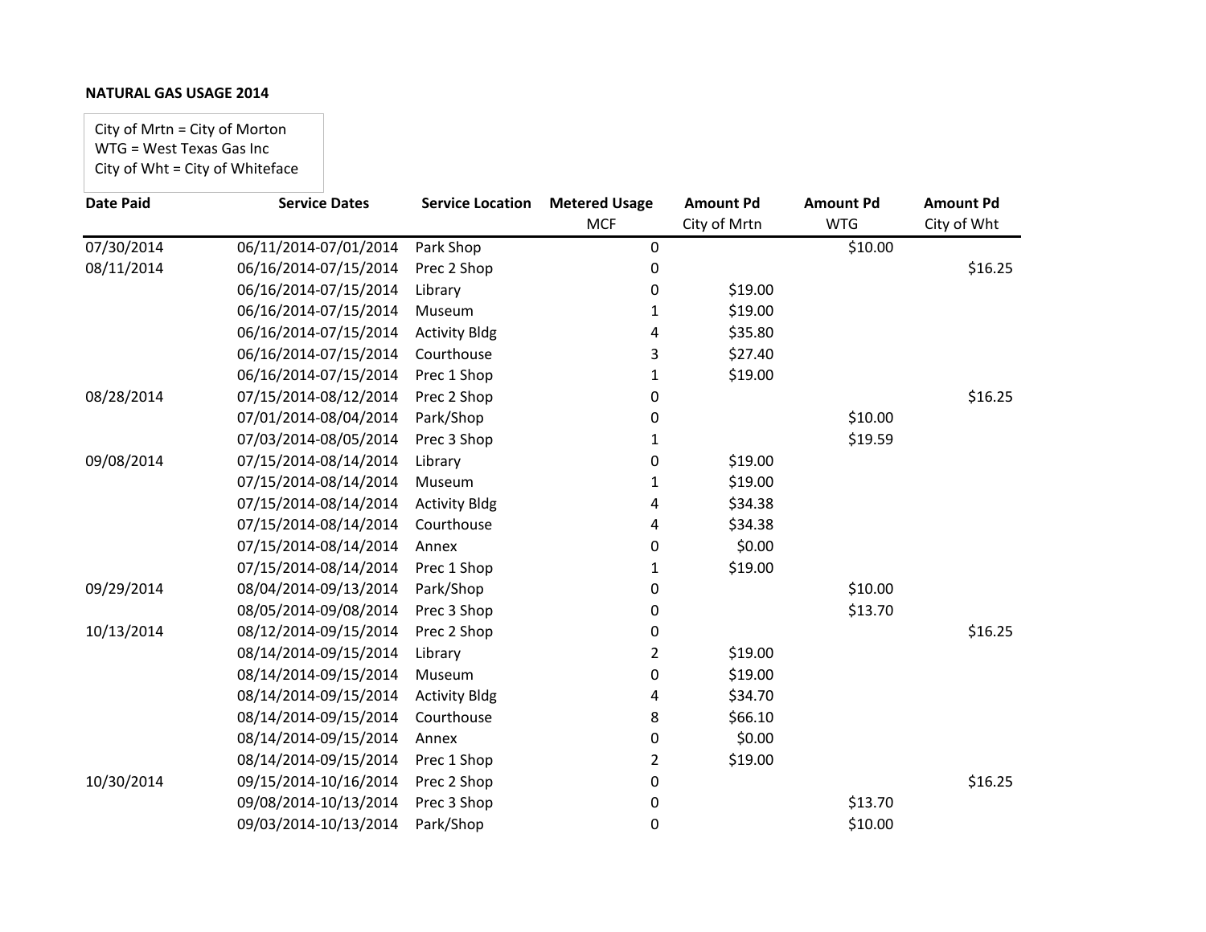**NATURAL GAS USAGE 2014**

City of Mrtn = City of Morton
WTG = West Texas Gas Inc
City of Wht = City of Whiteface

| Date Paid | Service Dates | Service Location | Metered Usage MCF | Amount Pd City of Mrtn | Amount Pd WTG | Amount Pd City of Wht |
|---|---|---|---|---|---|---|
| 07/30/2014 | 06/11/2014-07/01/2014 | Park Shop | 0 | | $10.00 | |
| 08/11/2014 | 06/16/2014-07/15/2014 | Prec 2 Shop | 0 | | | $16.25 |
| | 06/16/2014-07/15/2014 | Library | 0 | $19.00 | | |
| | 06/16/2014-07/15/2014 | Museum | 1 | $19.00 | | |
| | 06/16/2014-07/15/2014 | Activity Bldg | 4 | $35.80 | | |
| | 06/16/2014-07/15/2014 | Courthouse | 3 | $27.40 | | |
| | 06/16/2014-07/15/2014 | Prec 1 Shop | 1 | $19.00 | | |
| 08/28/2014 | 07/15/2014-08/12/2014 | Prec 2 Shop | 0 | | | $16.25 |
| | 07/01/2014-08/04/2014 | Park/Shop | 0 | | $10.00 | |
| | 07/03/2014-08/05/2014 | Prec 3 Shop | 1 | | $19.59 | |
| 09/08/2014 | 07/15/2014-08/14/2014 | Library | 0 | $19.00 | | |
| | 07/15/2014-08/14/2014 | Museum | 1 | $19.00 | | |
| | 07/15/2014-08/14/2014 | Activity Bldg | 4 | $34.38 | | |
| | 07/15/2014-08/14/2014 | Courthouse | 4 | $34.38 | | |
| | 07/15/2014-08/14/2014 | Annex | 0 | $0.00 | | |
| | 07/15/2014-08/14/2014 | Prec 1 Shop | 1 | $19.00 | | |
| 09/29/2014 | 08/04/2014-09/13/2014 | Park/Shop | 0 | | $10.00 | |
| | 08/05/2014-09/08/2014 | Prec 3 Shop | 0 | | $13.70 | |
| 10/13/2014 | 08/12/2014-09/15/2014 | Prec 2 Shop | 0 | | | $16.25 |
| | 08/14/2014-09/15/2014 | Library | 2 | $19.00 | | |
| | 08/14/2014-09/15/2014 | Museum | 0 | $19.00 | | |
| | 08/14/2014-09/15/2014 | Activity Bldg | 4 | $34.70 | | |
| | 08/14/2014-09/15/2014 | Courthouse | 8 | $66.10 | | |
| | 08/14/2014-09/15/2014 | Annex | 0 | $0.00 | | |
| | 08/14/2014-09/15/2014 | Prec 1 Shop | 2 | $19.00 | | |
| 10/30/2014 | 09/15/2014-10/16/2014 | Prec 2 Shop | 0 | | | $16.25 |
| | 09/08/2014-10/13/2014 | Prec 3 Shop | 0 | | $13.70 | |
| | 09/03/2014-10/13/2014 | Park/Shop | 0 | | $10.00 | |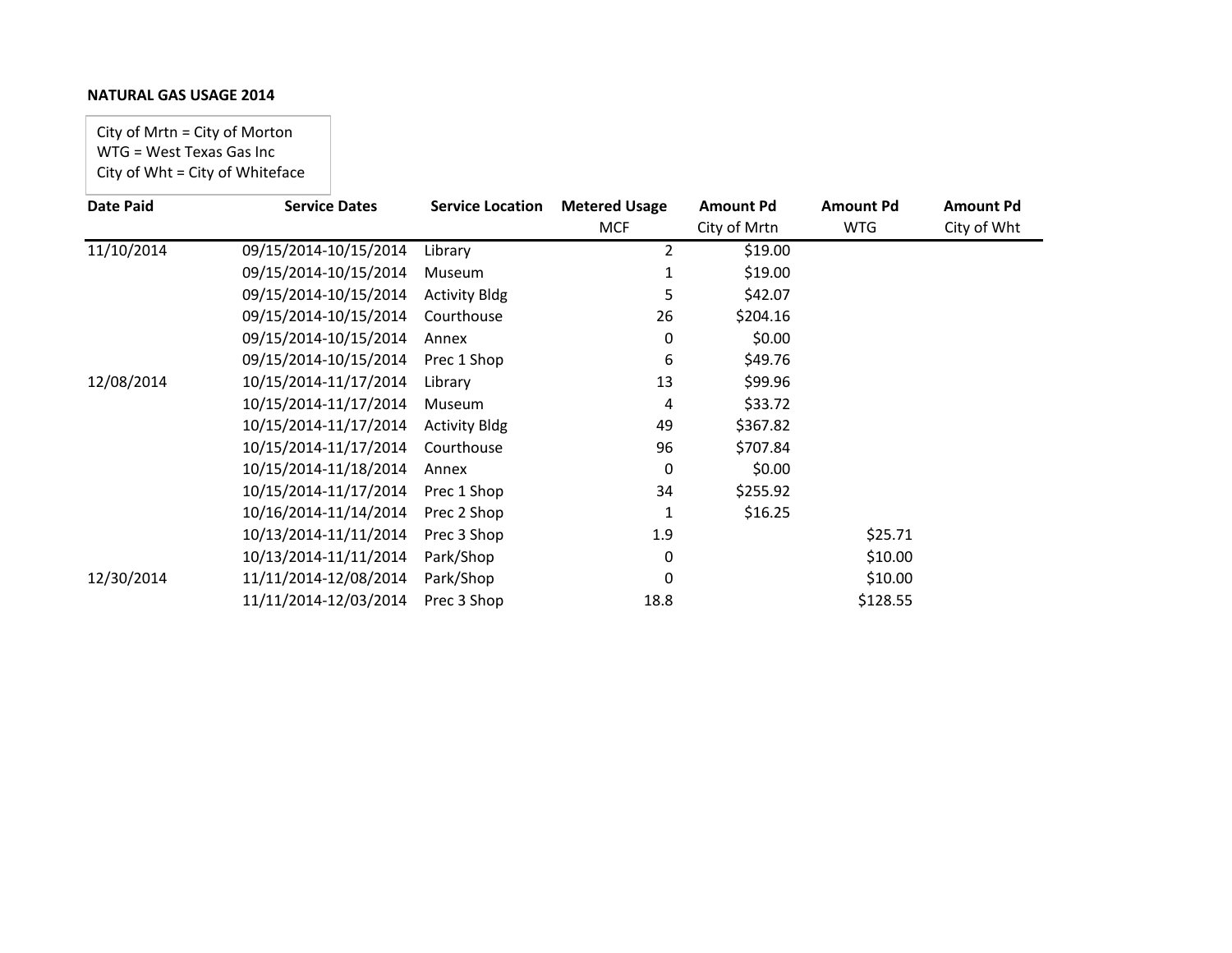**NATURAL GAS USAGE 2014**

City of Mrtn = City of Morton
WTG = West Texas Gas Inc
City of Wht = City of Whiteface

| Date Paid | Service Dates | Service Location | Metered Usage MCF | Amount Pd City of Mrtn | Amount Pd WTG | Amount Pd City of Wht |
|---|---|---|---|---|---|---|
| 11/10/2014 | 09/15/2014-10/15/2014 | Library | 2 | $19.00 | | |
| | 09/15/2014-10/15/2014 | Museum | 1 | $19.00 | | |
| | 09/15/2014-10/15/2014 | Activity Bldg | 5 | $42.07 | | |
| | 09/15/2014-10/15/2014 | Courthouse | 26 | $204.16 | | |
| | 09/15/2014-10/15/2014 | Annex | 0 | $0.00 | | |
| | 09/15/2014-10/15/2014 | Prec 1 Shop | 6 | $49.76 | | |
| 12/08/2014 | 10/15/2014-11/17/2014 | Library | 13 | $99.96 | | |
| | 10/15/2014-11/17/2014 | Museum | 4 | $33.72 | | |
| | 10/15/2014-11/17/2014 | Activity Bldg | 49 | $367.82 | | |
| | 10/15/2014-11/17/2014 | Courthouse | 96 | $707.84 | | |
| | 10/15/2014-11/18/2014 | Annex | 0 | $0.00 | | |
| | 10/15/2014-11/17/2014 | Prec 1 Shop | 34 | $255.92 | | |
| | 10/16/2014-11/14/2014 | Prec 2 Shop | 1 | $16.25 | | |
| | 10/13/2014-11/11/2014 | Prec 3 Shop | 1.9 | | $25.71 | |
| | 10/13/2014-11/11/2014 | Park/Shop | 0 | | $10.00 | |
| 12/30/2014 | 11/11/2014-12/08/2014 | Park/Shop | 0 | | $10.00 | |
| | 11/11/2014-12/03/2014 | Prec 3 Shop | 18.8 | | $128.55 | |